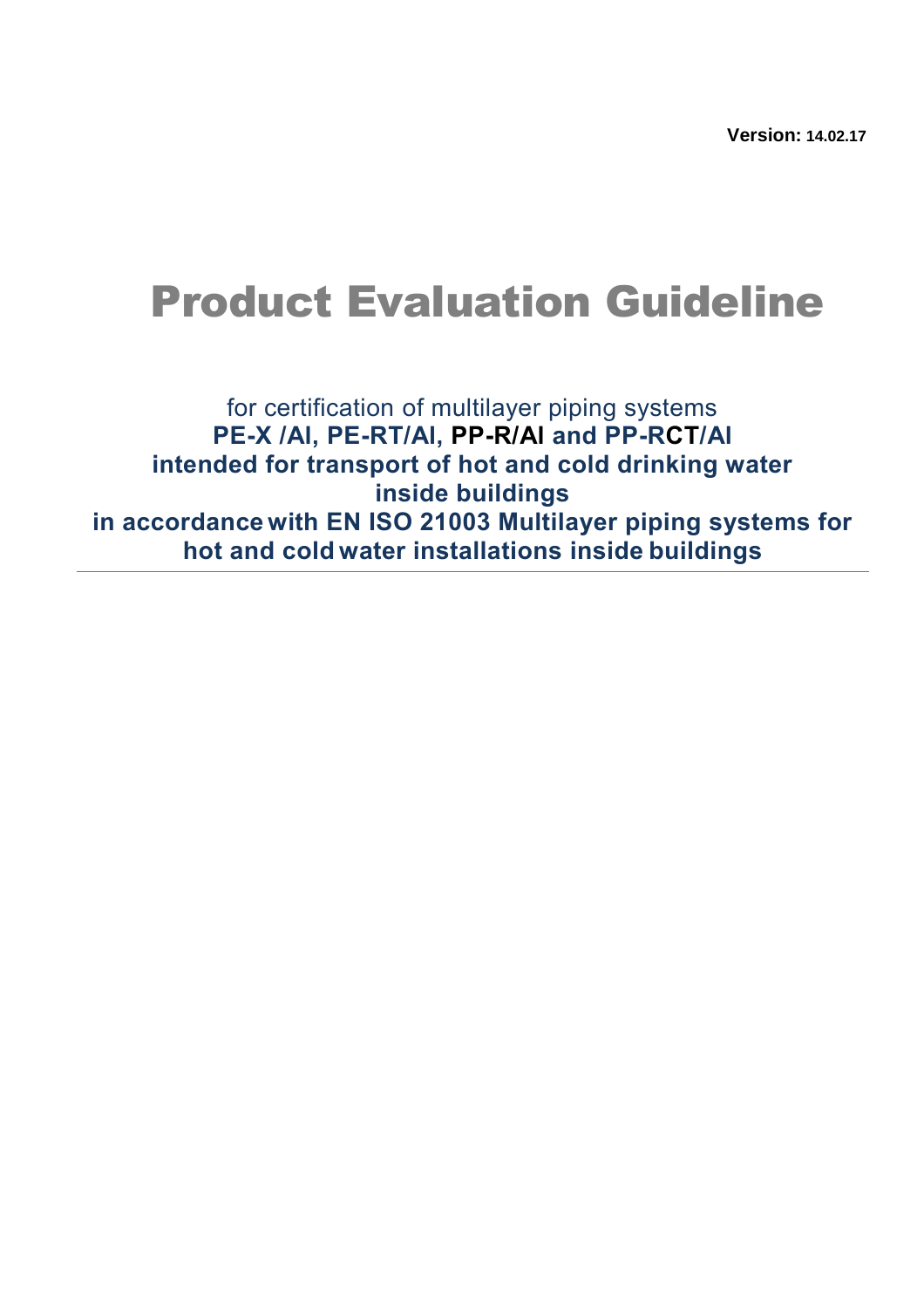**Version:** 14.02.17

# Product Evaluation Guideline

for certification of multilayer piping systems
**PE-X /Al, PE-RT/Al, PP-R/Al and PP-RCT/Al**
**intended for transport of hot and cold drinking water**
**inside buildings**
**in accordance with EN ISO 21003 Multilayer piping systems for hot and cold water installations inside buildings**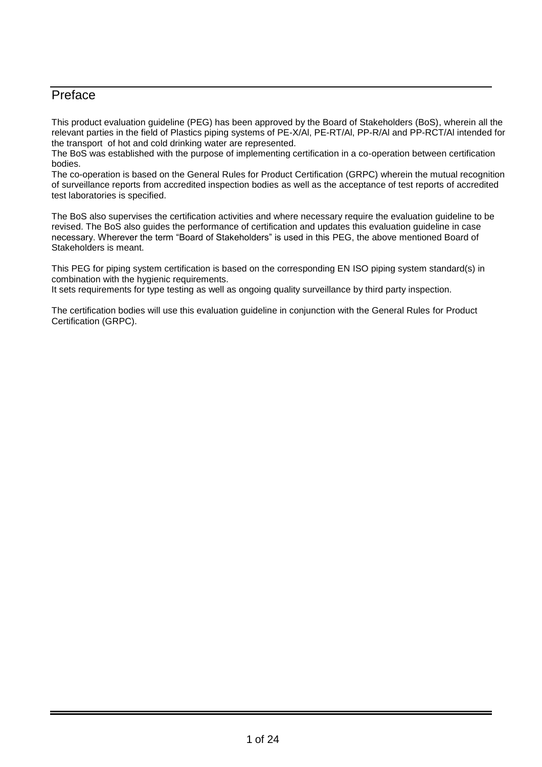# Preface

This product evaluation guideline (PEG) has been approved by the Board of Stakeholders (BoS), wherein all the relevant parties in the field of Plastics piping systems of PE-X/Al, PE-RT/Al, PP-R/Al and PP-RCT/Al intended for the transport of hot and cold drinking water are represented.
The BoS was established with the purpose of implementing certification in a co-operation between certification bodies.
The co-operation is based on the General Rules for Product Certification (GRPC) wherein the mutual recognition of surveillance reports from accredited inspection bodies as well as the acceptance of test reports of accredited test laboratories is specified.

The BoS also supervises the certification activities and where necessary require the evaluation guideline to be revised. The BoS also guides the performance of certification and updates this evaluation guideline in case necessary. Wherever the term "Board of Stakeholders" is used in this PEG, the above mentioned Board of Stakeholders is meant.

This PEG for piping system certification is based on the corresponding EN ISO piping system standard(s) in combination with the hygienic requirements.
It sets requirements for type testing as well as ongoing quality surveillance by third party inspection.

The certification bodies will use this evaluation guideline in conjunction with the General Rules for Product Certification (GRPC).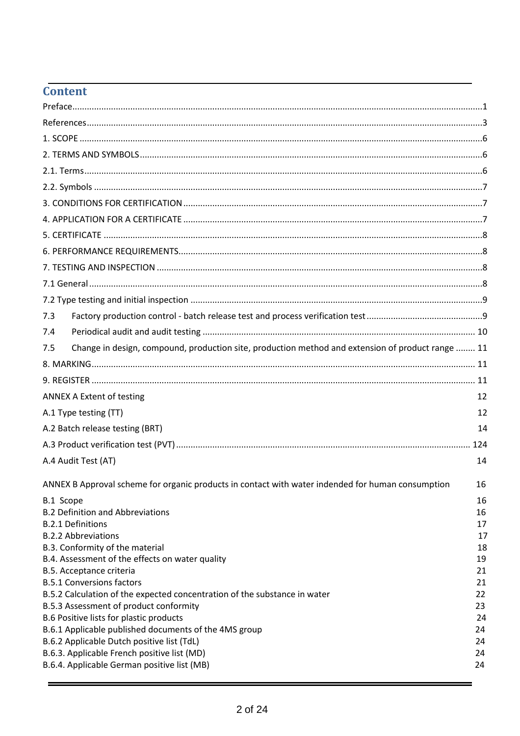## Content

| | |
|---|---|
| Preface | 1 |
| References | 3 |
| 1. SCOPE | 6 |
| 2. TERMS AND SYMBOLS | 6 |
| 2.1. Terms | 6 |
| 2.2. Symbols | 7 |
| 3. CONDITIONS FOR CERTIFICATION | 7 |
| 4. APPLICATION FOR A CERTIFICATE | 7 |
| 5. CERTIFICATE | 8 |
| 6. PERFORMANCE REQUIREMENTS | 8 |
| 7. TESTING AND INSPECTION | 8 |
| 7.1 General | 8 |
| 7.2 Type testing and initial inspection | 9 |
| 7.3 Factory production control - batch release test and process verification test | 9 |
| 7.4 Periodical audit and audit testing | 10 |
| 7.5 Change in design, compound, production site, production method and extension of product range | 11 |
| 8. MARKING | 11 |
| 9. REGISTER | 11 |
| ANNEX A Extent of testing | 12 |
| A.1 Type testing (TT) | 12 |
| A.2 Batch release testing (BRT) | 14 |
| A.3 Product verification test (PVT) | 124 |
| A.4 Audit Test (AT) | 14 |
| ANNEX B Approval scheme for organic products in contact with water indended for human consumption | 16 |
| B.1 Scope | 16 |
| B.2 Definition and Abbreviations | 16 |
| B.2.1 Definitions | 17 |
| B.2.2 Abbreviations | 17 |
| B.3. Conformity of the material | 18 |
| B.4. Assessment of the effects on water quality | 19 |
| B.5. Acceptance criteria | 21 |
| B.5.1 Conversions factors | 21 |
| B.5.2 Calculation of the expected concentration of the substance in water | 22 |
| B.5.3 Assessment of product conformity | 23 |
| B.6 Positive lists for plastic products | 24 |
| B.6.1 Applicable published documents of the 4MS group | 24 |
| B.6.2 Applicable Dutch positive list (TdL) | 24 |
| B.6.3. Applicable French positive list (MD) | 24 |
| B.6.4. Applicable German positive list (MB) | 24 |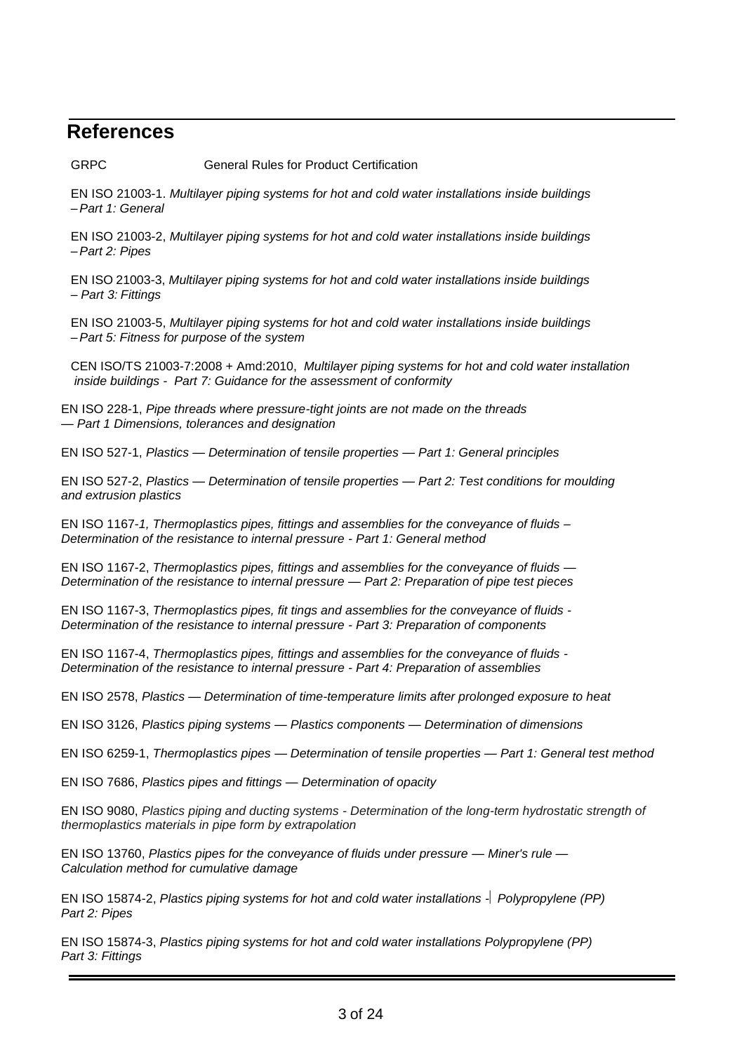## References

GRPC General Rules for Product Certification

EN ISO 21003-1. *Multilayer piping systems for hot and cold water installations inside buildings – Part 1: General*

EN ISO 21003-2, *Multilayer piping systems for hot and cold water installations inside buildings – Part 2: Pipes*

EN ISO 21003-3, *Multilayer piping systems for hot and cold water installations inside buildings – Part 3: Fittings*

EN ISO 21003-5, *Multilayer piping systems for hot and cold water installations inside buildings – Part 5: Fitness for purpose of the system*

CEN ISO/TS 21003-7:2008 + Amd:2010, *Multilayer piping systems for hot and cold water installation inside buildings - Part 7: Guidance for the assessment of conformity*

EN ISO 228-1, *Pipe threads where pressure-tight joints are not made on the threads — Part 1 Dimensions, tolerances and designation*

EN ISO 527-1, *Plastics — Determination of tensile properties — Part 1: General principles*

EN ISO 527-2, *Plastics — Determination of tensile properties — Part 2: Test conditions for moulding and extrusion plastics*

EN ISO 1167-*1, Thermoplastics pipes, fittings and assemblies for the conveyance of fluids – Determination of the resistance to internal pressure - Part 1: General method*

EN ISO 1167-2, *Thermoplastics pipes, fittings and assemblies for the conveyance of fluids — Determination of the resistance to internal pressure — Part 2: Preparation of pipe test pieces*

EN ISO 1167-3, *Thermoplastics pipes, fit tings and assemblies for the conveyance of fluids - Determination of the resistance to internal pressure - Part 3: Preparation of components*

EN ISO 1167-4, *Thermoplastics pipes, fittings and assemblies for the conveyance of fluids - Determination of the resistance to internal pressure - Part 4: Preparation of assemblies*

EN ISO 2578, *Plastics — Determination of time-temperature limits after prolonged exposure to heat*

EN ISO 3126, *Plastics piping systems — Plastics components — Determination of dimensions*

EN ISO 6259-1, *Thermoplastics pipes — Determination of tensile properties — Part 1: General test method*

EN ISO 7686, *Plastics pipes and fittings — Determination of opacity*

EN ISO 9080, *Plastics piping and ducting systems - Determination of the long-term hydrostatic strength of thermoplastics materials in pipe form by extrapolation*

EN ISO 13760, *Plastics pipes for the conveyance of fluids under pressure — Miner's rule — Calculation method for cumulative damage*

EN ISO 15874-2, *Plastics piping systems for hot and cold water installations - Polypropylene (PP) Part 2: Pipes*

EN ISO 15874-3, *Plastics piping systems for hot and cold water installations Polypropylene (PP) Part 3: Fittings*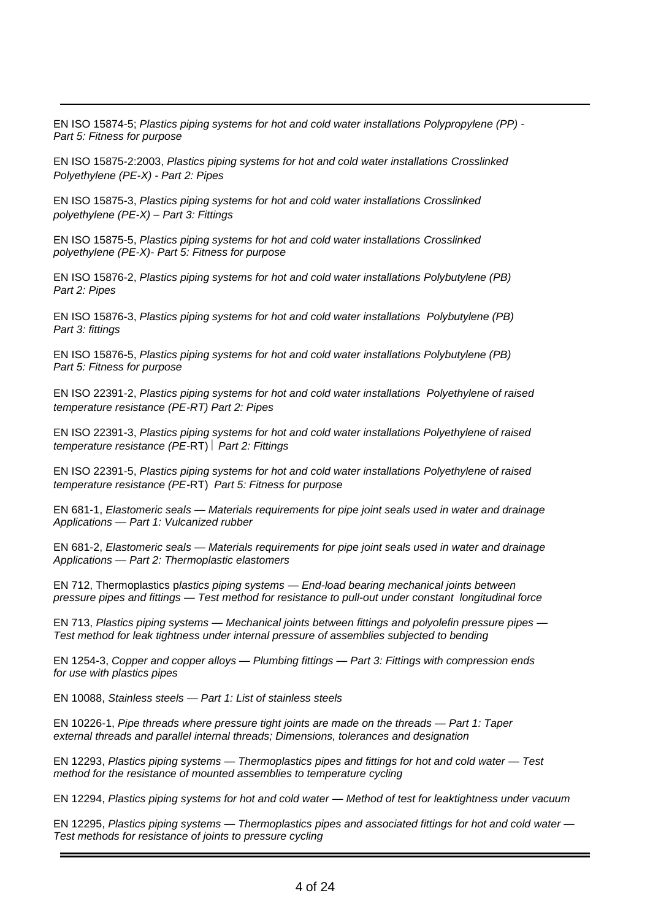EN ISO 15874-5; *Plastics piping systems for hot and cold water installations Polypropylene (PP) - Part 5: Fitness for purpose*

EN ISO 15875-2:2003, *Plastics piping systems for hot and cold water installations Crosslinked Polyethylene (PE-X) - Part 2: Pipes*

EN ISO 15875-3, *Plastics piping systems for hot and cold water installations Crosslinked polyethylene (PE-X) – Part 3: Fittings*

EN ISO 15875-5, *Plastics piping systems for hot and cold water installations Crosslinked polyethylene (PE-X)- Part 5: Fitness for purpose*

EN ISO 15876-2, *Plastics piping systems for hot and cold water installations Polybutylene (PB) Part 2: Pipes*

EN ISO 15876-3, *Plastics piping systems for hot and cold water installations Polybutylene (PB) Part 3: fittings*

EN ISO 15876-5, *Plastics piping systems for hot and cold water installations Polybutylene (PB) Part 5: Fitness for purpose*

EN ISO 22391-2, *Plastics piping systems for hot and cold water installations Polyethylene of raised temperature resistance (PE-RT) Part 2: Pipes*

EN ISO 22391-3, *Plastics piping systems for hot and cold water installations Polyethylene of raised temperature resistance (PE*-RT) *Part 2: Fittings*

EN ISO 22391-5, *Plastics piping systems for hot and cold water installations Polyethylene of raised temperature resistance (PE*-RT) *Part 5: Fitness for purpose*

EN 681-1, *Elastomeric seals — Materials requirements for pipe joint seals used in water and drainage Applications — Part 1: Vulcanized rubber*

EN 681-2, *Elastomeric seals — Materials requirements for pipe joint seals used in water and drainage Applications — Part 2: Thermoplastic elastomers*

EN 712, Thermoplastics p*lastics piping systems — End-load bearing mechanical joints between pressure pipes and fittings — Test method for resistance to pull-out under constant longitudinal force*

EN 713, *Plastics piping systems — Mechanical joints between fittings and polyolefin pressure pipes — Test method for leak tightness under internal pressure of assemblies subjected to bending*

EN 1254-3, *Copper and copper alloys — Plumbing fittings — Part 3: Fittings with compression ends for use with plastics pipes*

EN 10088, *Stainless steels — Part 1: List of stainless steels*

EN 10226-1, *Pipe threads where pressure tight joints are made on the threads — Part 1: Taper external threads and parallel internal threads; Dimensions, tolerances and designation*

EN 12293, *Plastics piping systems — Thermoplastics pipes and fittings for hot and cold water — Test method for the resistance of mounted assemblies to temperature cycling*

EN 12294, *Plastics piping systems for hot and cold water — Method of test for leaktightness under vacuum*

EN 12295, *Plastics piping systems — Thermoplastics pipes and associated fittings for hot and cold water — Test methods for resistance of joints to pressure cycling*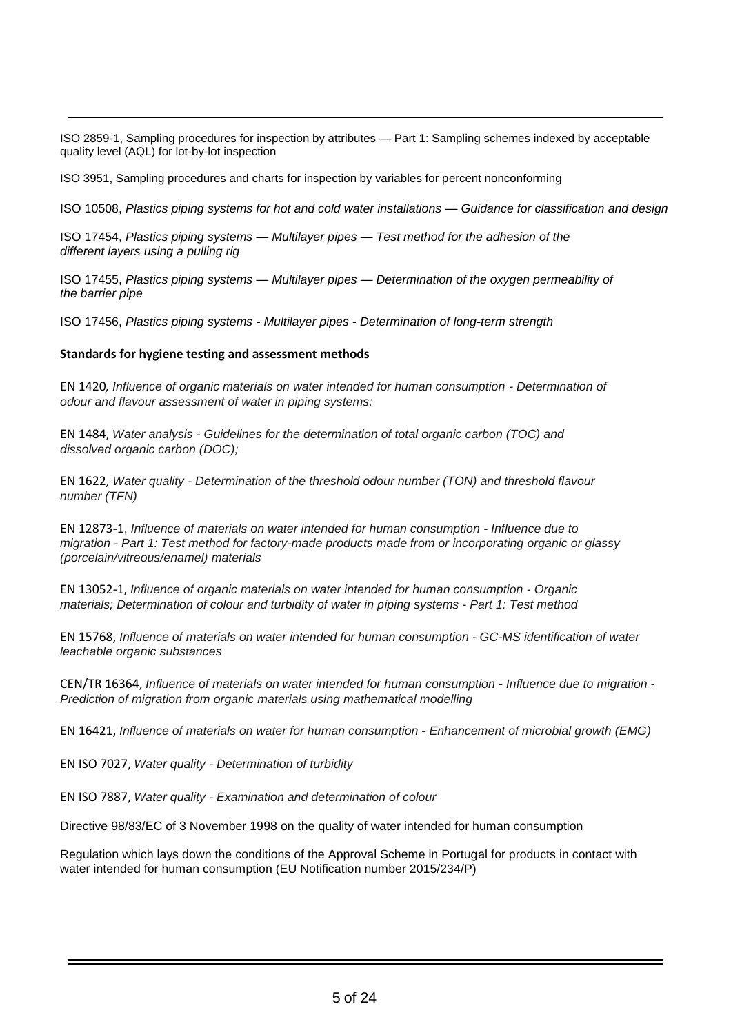ISO 2859-1, Sampling procedures for inspection by attributes — Part 1: Sampling schemes indexed by acceptable quality level (AQL) for lot-by-lot inspection

ISO 3951, Sampling procedures and charts for inspection by variables for percent nonconforming

ISO 10508, *Plastics piping systems for hot and cold water installations — Guidance for classification and design*

ISO 17454, *Plastics piping systems — Multilayer pipes — Test method for the adhesion of the different layers using a pulling rig*

ISO 17455, *Plastics piping systems — Multilayer pipes — Determination of the oxygen permeability of the barrier pipe*

ISO 17456, *Plastics piping systems - Multilayer pipes - Determination of long-term strength*

**Standards for hygiene testing and assessment methods**

EN 1420*, Influence of organic materials on water intended for human consumption - Determination of odour and flavour assessment of water in piping systems;*

EN 1484, *Water analysis - Guidelines for the determination of total organic carbon (TOC) and dissolved organic carbon (DOC);*

EN 1622, *Water quality - Determination of the threshold odour number (TON) and threshold flavour number (TFN)*

EN 12873-1, *Influence of materials on water intended for human consumption - Influence due to migration - Part 1: Test method for factory-made products made from or incorporating organic or glassy (porcelain/vitreous/enamel) materials*

EN 13052-1, *Influence of organic materials on water intended for human consumption - Organic materials; Determination of colour and turbidity of water in piping systems - Part 1: Test method*

EN 15768, *Influence of materials on water intended for human consumption - GC-MS identification of water leachable organic substances*

CEN/TR 16364, *Influence of materials on water intended for human consumption - Influence due to migration - Prediction of migration from organic materials using mathematical modelling*

EN 16421, *Influence of materials on water for human consumption - Enhancement of microbial growth (EMG)*

EN ISO 7027, *Water quality - Determination of turbidity*

EN ISO 7887, *Water quality - Examination and determination of colour*

Directive 98/83/EC of 3 November 1998 on the quality of water intended for human consumption

Regulation which lays down the conditions of the Approval Scheme in Portugal for products in contact with water intended for human consumption (EU Notification number 2015/234/P)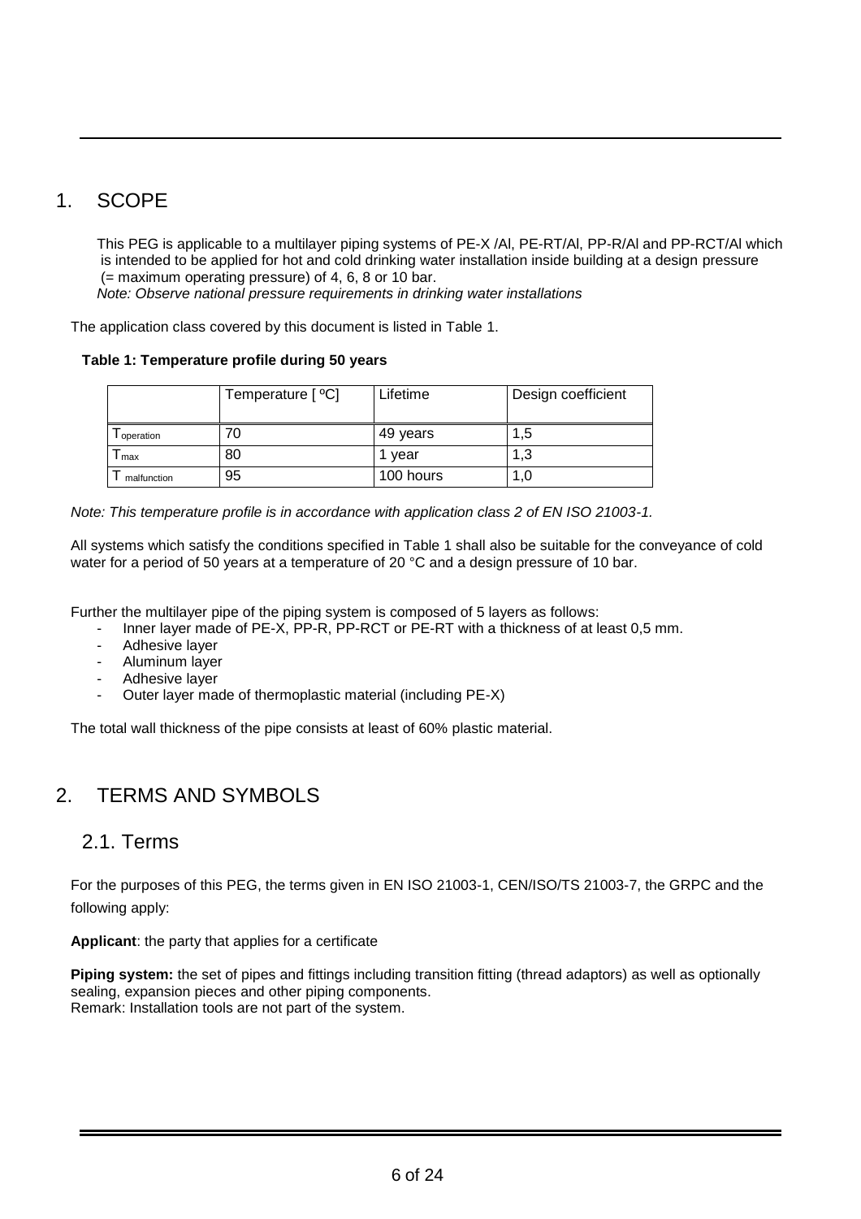# 1. SCOPE

This PEG is applicable to a multilayer piping systems of PE-X /Al, PE-RT/Al, PP-R/Al and PP-RCT/Al which is intended to be applied for hot and cold drinking water installation inside building at a design pressure (= maximum operating pressure) of 4, 6, 8 or 10 bar.
*Note: Observe national pressure requirements in drinking water installations*

The application class covered by this document is listed in Table 1.

**Table 1: Temperature profile during 50 years**

| | Temperature [ ºC] | Lifetime | Design coefficient |
|---|---|---|---|
| $T_{operation}$ | 70 | 49 years | 1,5 |
| $T_{max}$ | 80 | 1 year | 1,3 |
| $T_{malfunction}$ | 95 | 100 hours | 1,0 |

*Note: This temperature profile is in accordance with application class 2 of EN ISO 21003-1.*

All systems which satisfy the conditions specified in Table 1 shall also be suitable for the conveyance of cold water for a period of 50 years at a temperature of 20 °C and a design pressure of 10 bar.

Further the multilayer pipe of the piping system is composed of 5 layers as follows:

- Inner layer made of PE-X, PP-R, PP-RCT or PE-RT with a thickness of at least 0,5 mm.
- Adhesive layer
- Aluminum layer
- Adhesive layer
- Outer layer made of thermoplastic material (including PE-X)

The total wall thickness of the pipe consists at least of 60% plastic material.

# 2. TERMS AND SYMBOLS

## 2.1. Terms

For the purposes of this PEG, the terms given in EN ISO 21003-1, CEN/ISO/TS 21003-7, the GRPC and the following apply:

**Applicant**: the party that applies for a certificate

**Piping system:** the set of pipes and fittings including transition fitting (thread adaptors) as well as optionally sealing, expansion pieces and other piping components.
Remark: Installation tools are not part of the system.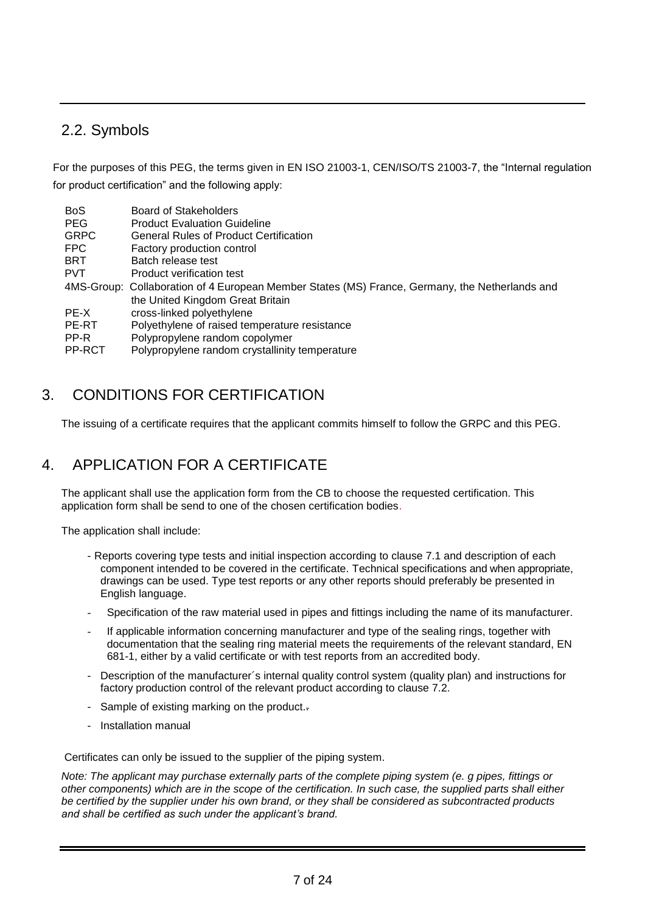## 2.2. Symbols

For the purposes of this PEG, the terms given in EN ISO 21003-1, CEN/ISO/TS 21003-7, the "Internal regulation for product certification" and the following apply:

| | |
|---|---|
| BoS | Board of Stakeholders |
| PEG | Product Evaluation Guideline |
| GRPC | General Rules of Product Certification |
| FPC | Factory production control |
| BRT | Batch release test |
| PVT | Product verification test |
| 4MS-Group: | Collaboration of 4 European Member States (MS) France, Germany, the Netherlands and the United Kingdom Great Britain |
| PE-X | cross-linked polyethylene |
| PE-RT | Polyethylene of raised temperature resistance |
| PP-R | Polypropylene random copolymer |
| PP-RCT | Polypropylene random crystallinity temperature |

# 3. CONDITIONS FOR CERTIFICATION

The issuing of a certificate requires that the applicant commits himself to follow the GRPC and this PEG.

# 4. APPLICATION FOR A CERTIFICATE

The applicant shall use the application form from the CB to choose the requested certification. This application form shall be send to one of the chosen certification bodies.

The application shall include:

- Reports covering type tests and initial inspection according to clause 7.1 and description of each component intended to be covered in the certificate. Technical specifications and when appropriate, drawings can be used. Type test reports or any other reports should preferably be presented in English language.
- Specification of the raw material used in pipes and fittings including the name of its manufacturer.
- If applicable information concerning manufacturer and type of the sealing rings, together with documentation that the sealing ring material meets the requirements of the relevant standard, EN 681-1, either by a valid certificate or with test reports from an accredited body.
- Description of the manufacturer´s internal quality control system (quality plan) and instructions for factory production control of the relevant product according to clause 7.2.
- Sample of existing marking on the product..
- Installation manual

Certificates can only be issued to the supplier of the piping system.

*Note: The applicant may purchase externally parts of the complete piping system (e. g pipes, fittings or other components) which are in the scope of the certification. In such case, the supplied parts shall either be certified by the supplier under his own brand, or they shall be considered as subcontracted products and shall be certified as such under the applicant's brand.*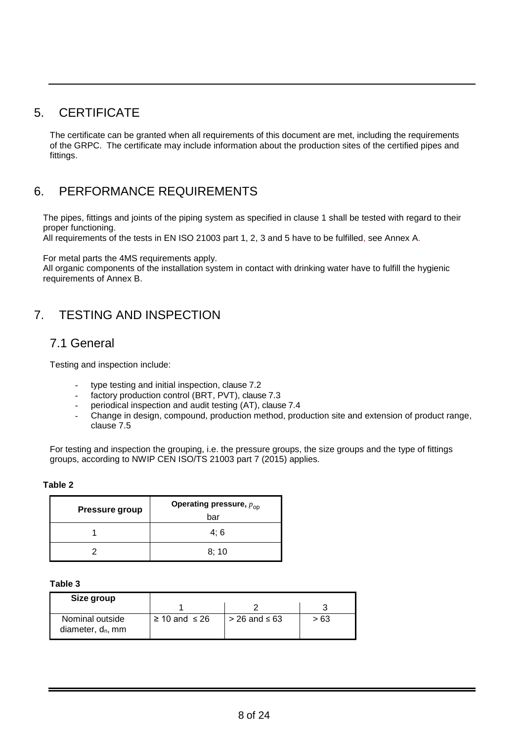# 5. CERTIFICATE

The certificate can be granted when all requirements of this document are met, including the requirements of the GRPC. The certificate may include information about the production sites of the certified pipes and fittings.

# 6. PERFORMANCE REQUIREMENTS

The pipes, fittings and joints of the piping system as specified in clause 1 shall be tested with regard to their proper functioning.
All requirements of the tests in EN ISO 21003 part 1, 2, 3 and 5 have to be fulfilled, see Annex A.

For metal parts the 4MS requirements apply.
All organic components of the installation system in contact with drinking water have to fulfill the hygienic requirements of Annex B.

# 7. TESTING AND INSPECTION

## 7.1 General

Testing and inspection include:

- type testing and initial inspection, clause 7.2
- factory production control (BRT, PVT), clause 7.3
- periodical inspection and audit testing (AT), clause 7.4
- Change in design, compound, production method, production site and extension of product range, clause 7.5

For testing and inspection the grouping, i.e. the pressure groups, the size groups and the type of fittings groups, according to NWIP CEN ISO/TS 21003 part 7 (2015) applies.

**Table 2**

| Pressure group | Operating pressure, $p_{op}$ bar |
|---|---|
| 1 | 4; 6 |
| 2 | 8; 10 |

**Table 3**

| Size group | 1 | 2 | 3 |
|---|---|---|---|
| Nominal outside diameter, $d_n$, mm | ≥ 10 and ≤ 26 | > 26 and ≤ 63 | > 63 |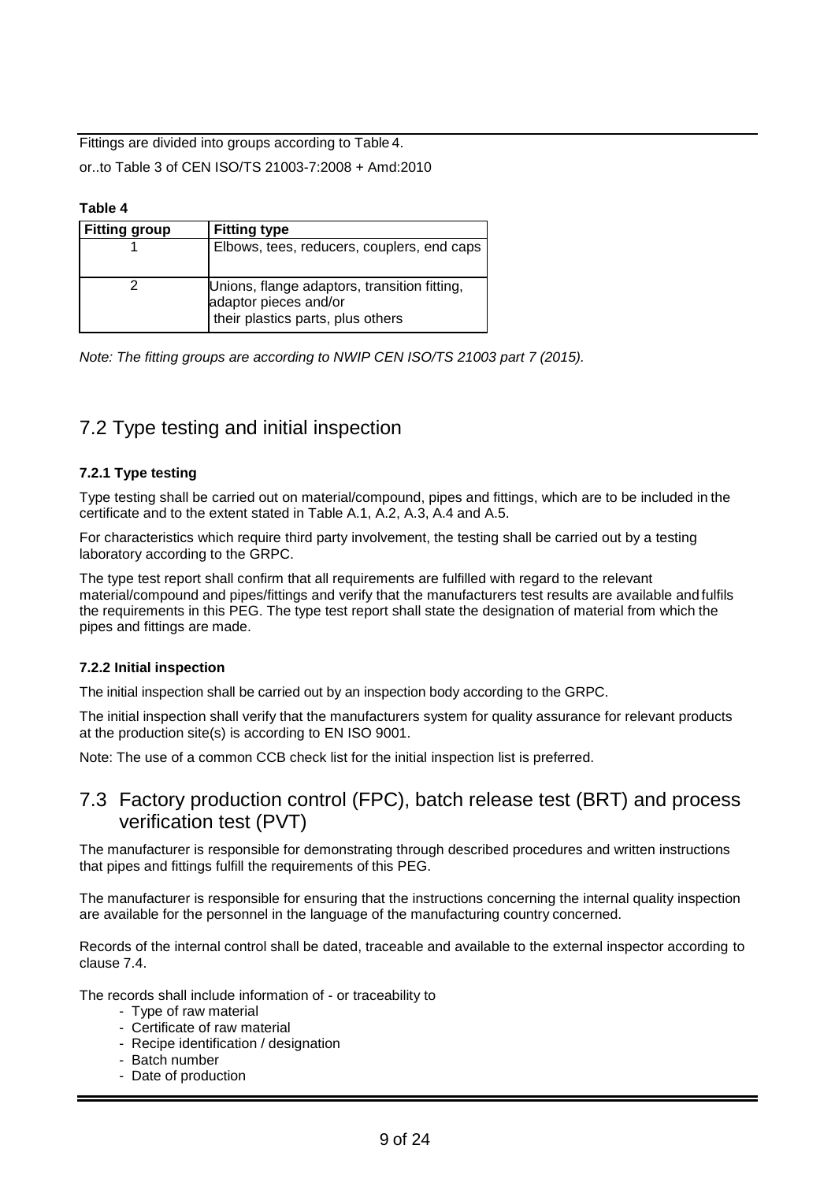Fittings are divided into groups according to Table 4.

or..to Table 3 of CEN ISO/TS 21003-7:2008 + Amd:2010

**Table 4**

| Fitting group | Fitting type |
|---|---|
| 1 | Elbows, tees, reducers, couplers, end caps |
| 2 | Unions, flange adaptors, transition fitting, adaptor pieces and/or their plastics parts, plus others |

*Note: The fitting groups are according to NWIP CEN ISO/TS 21003 part 7 (2015).*

## 7.2 Type testing and initial inspection

### 7.2.1 Type testing

Type testing shall be carried out on material/compound, pipes and fittings, which are to be included in the certificate and to the extent stated in Table A.1, A.2, A.3, A.4 and A.5.

For characteristics which require third party involvement, the testing shall be carried out by a testing laboratory according to the GRPC.

The type test report shall confirm that all requirements are fulfilled with regard to the relevant material/compound and pipes/fittings and verify that the manufacturers test results are available and fulfils the requirements in this PEG. The type test report shall state the designation of material from which the pipes and fittings are made.

### 7.2.2 Initial inspection

The initial inspection shall be carried out by an inspection body according to the GRPC.

The initial inspection shall verify that the manufacturers system for quality assurance for relevant products at the production site(s) is according to EN ISO 9001.

Note: The use of a common CCB check list for the initial inspection list is preferred.

## 7.3 Factory production control (FPC), batch release test (BRT) and process verification test (PVT)

The manufacturer is responsible for demonstrating through described procedures and written instructions that pipes and fittings fulfill the requirements of this PEG.

The manufacturer is responsible for ensuring that the instructions concerning the internal quality inspection are available for the personnel in the language of the manufacturing country concerned.

Records of the internal control shall be dated, traceable and available to the external inspector according to clause 7.4.

The records shall include information of - or traceability to

- Type of raw material
- Certificate of raw material
- Recipe identification / designation
- Batch number
- Date of production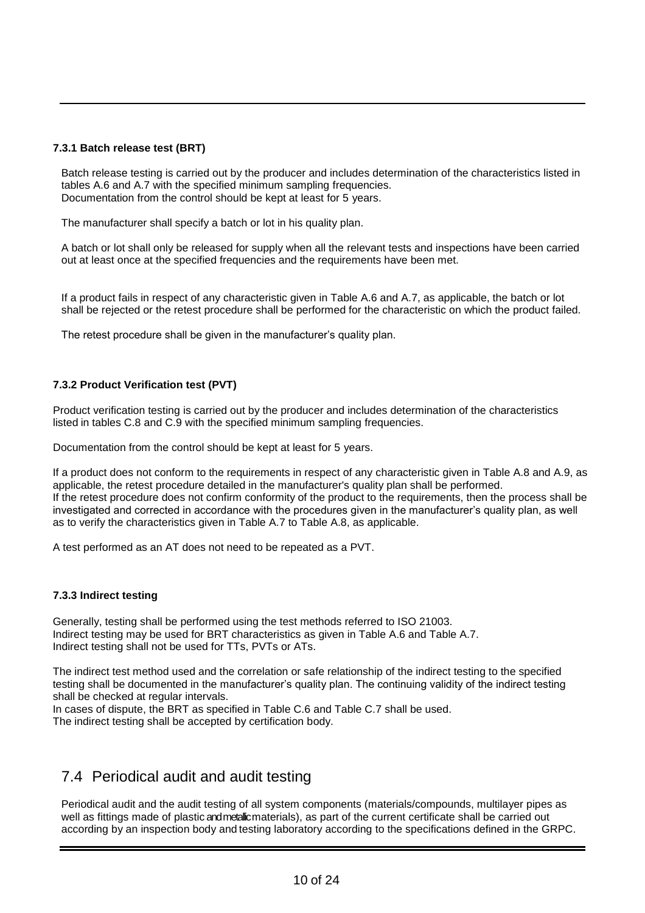#### 7.3.1 Batch release test (BRT)

Batch release testing is carried out by the producer and includes determination of the characteristics listed in tables A.6 and A.7 with the specified minimum sampling frequencies.
Documentation from the control should be kept at least for 5 years.

The manufacturer shall specify a batch or lot in his quality plan.

A batch or lot shall only be released for supply when all the relevant tests and inspections have been carried out at least once at the specified frequencies and the requirements have been met.

If a product fails in respect of any characteristic given in Table A.6 and A.7, as applicable, the batch or lot shall be rejected or the retest procedure shall be performed for the characteristic on which the product failed.

The retest procedure shall be given in the manufacturer's quality plan.

#### 7.3.2 Product Verification test (PVT)

Product verification testing is carried out by the producer and includes determination of the characteristics listed in tables C.8 and C.9 with the specified minimum sampling frequencies.

Documentation from the control should be kept at least for 5 years.

If a product does not conform to the requirements in respect of any characteristic given in Table A.8 and A.9, as applicable, the retest procedure detailed in the manufacturer's quality plan shall be performed.
If the retest procedure does not confirm conformity of the product to the requirements, then the process shall be investigated and corrected in accordance with the procedures given in the manufacturer's quality plan, as well as to verify the characteristics given in Table A.7 to Table A.8, as applicable.

A test performed as an AT does not need to be repeated as a PVT.

#### 7.3.3 Indirect testing

Generally, testing shall be performed using the test methods referred to ISO 21003.
Indirect testing may be used for BRT characteristics as given in Table A.6 and Table A.7.
Indirect testing shall not be used for TTs, PVTs or ATs.

The indirect test method used and the correlation or safe relationship of the indirect testing to the specified testing shall be documented in the manufacturer's quality plan. The continuing validity of the indirect testing shall be checked at regular intervals.
In cases of dispute, the BRT as specified in Table C.6 and Table C.7 shall be used.
The indirect testing shall be accepted by certification body.

## 7.4 Periodical audit and audit testing

Periodical audit and the audit testing of all system components (materials/compounds, multilayer pipes as well as fittings made of plastic and metallic materials), as part of the current certificate shall be carried out according by an inspection body and testing laboratory according to the specifications defined in the GRPC.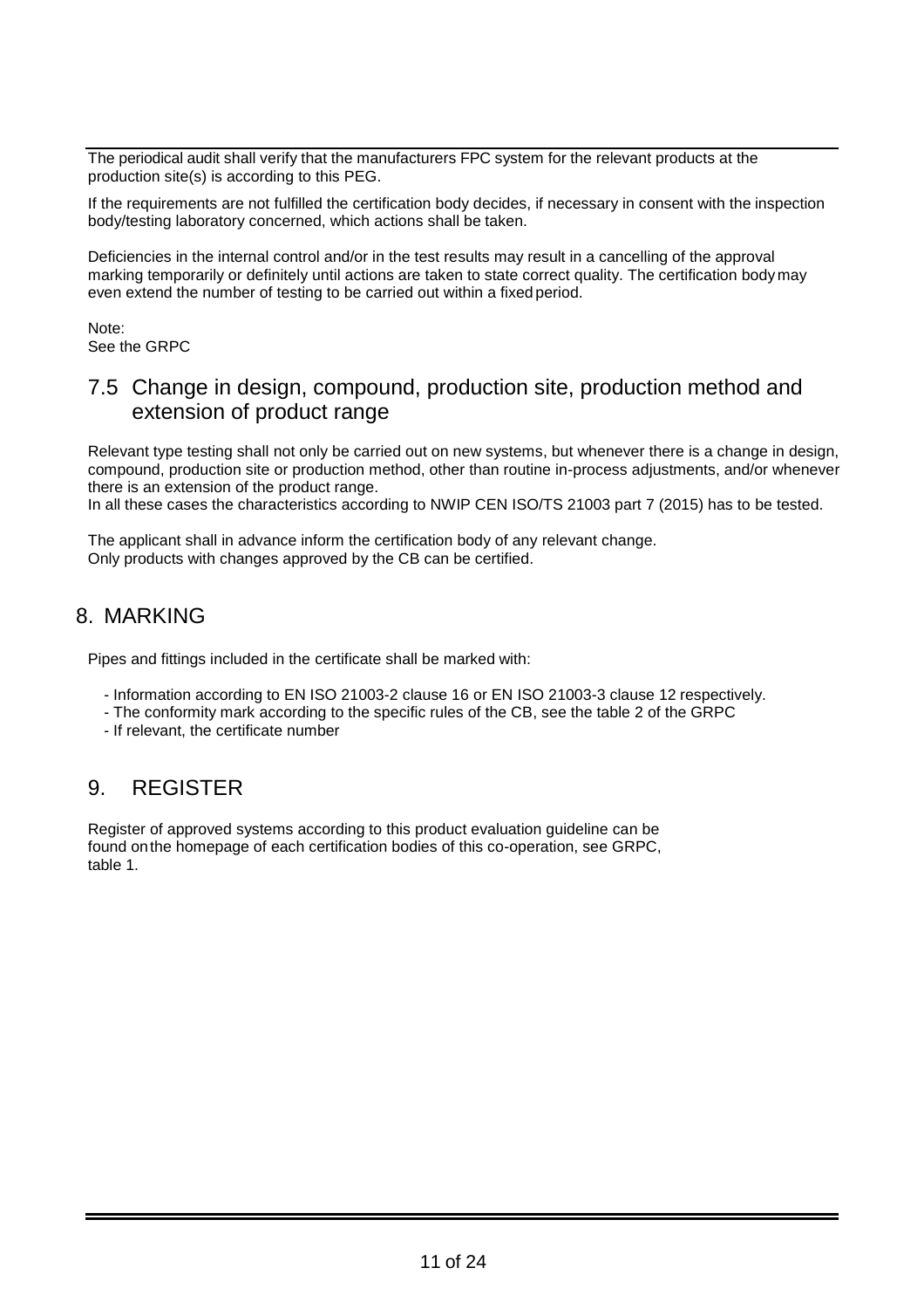The periodical audit shall verify that the manufacturers FPC system for the relevant products at the production site(s) is according to this PEG.

If the requirements are not fulfilled the certification body decides, if necessary in consent with the inspection body/testing laboratory concerned, which actions shall be taken.

Deficiencies in the internal control and/or in the test results may result in a cancelling of the approval marking temporarily or definitely until actions are taken to state correct quality. The certification body may even extend the number of testing to be carried out within a fixed period.

Note:
See the GRPC

## 7.5 Change in design, compound, production site, production method and extension of product range

Relevant type testing shall not only be carried out on new systems, but whenever there is a change in design, compound, production site or production method, other than routine in-process adjustments, and/or whenever there is an extension of the product range.
In all these cases the characteristics according to NWIP CEN ISO/TS 21003 part 7 (2015) has to be tested.

The applicant shall in advance inform the certification body of any relevant change.
Only products with changes approved by the CB can be certified.

# 8. MARKING

Pipes and fittings included in the certificate shall be marked with:

- Information according to EN ISO 21003-2 clause 16 or EN ISO 21003-3 clause 12 respectively.
- The conformity mark according to the specific rules of the CB, see the table 2 of the GRPC
- If relevant, the certificate number

# 9. REGISTER

Register of approved systems according to this product evaluation guideline can be found on the homepage of each certification bodies of this co-operation, see GRPC, table 1.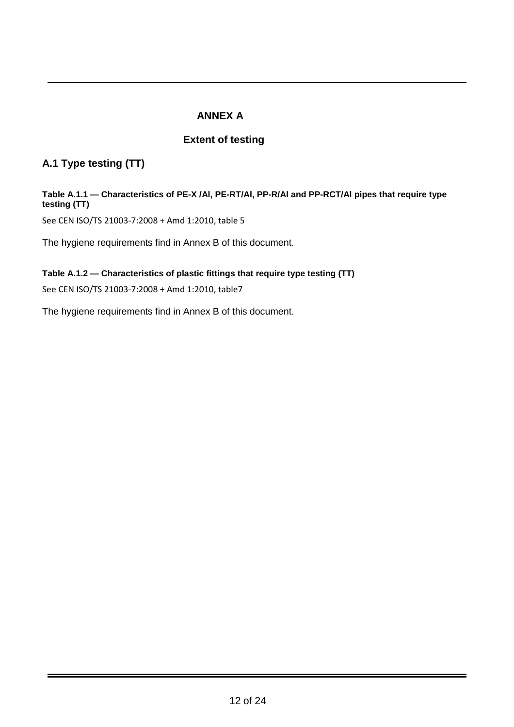# ANNEX A

## Extent of testing

## A.1 Type testing (TT)

**Table A.1.1 — Characteristics of PE-X /Al, PE-RT/Al, PP-R/Al and PP-RCT/Al pipes that require type testing (TT)**

See CEN ISO/TS 21003-7:2008 + Amd 1:2010, table 5

The hygiene requirements find in Annex B of this document.

**Table A.1.2 — Characteristics of plastic fittings that require type testing (TT)**

See CEN ISO/TS 21003-7:2008 + Amd 1:2010, table7

The hygiene requirements find in Annex B of this document.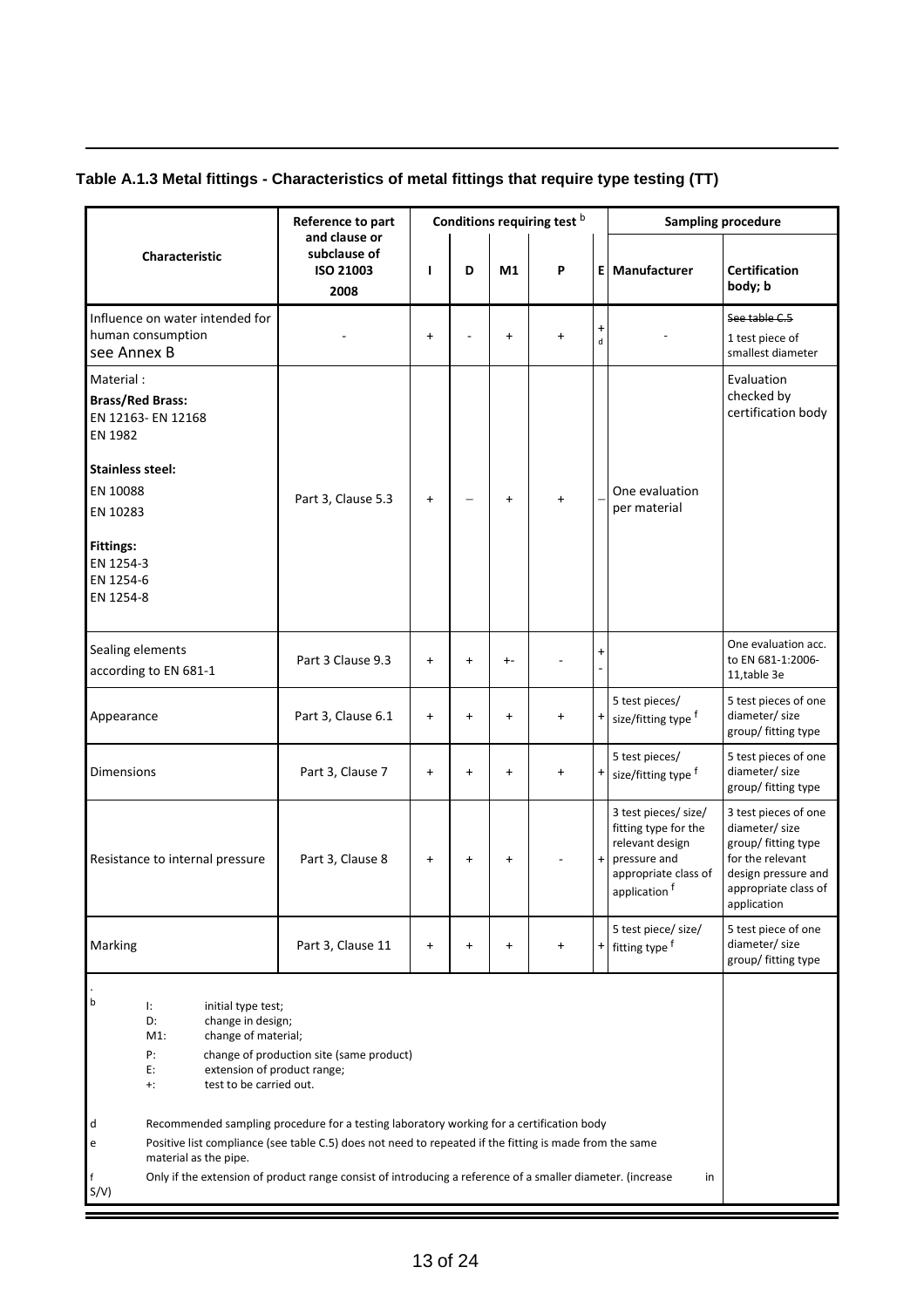**Table A.1.3 Metal fittings - Characteristics of metal fittings that require type testing (TT)**

| Characteristic | Reference to part and clause or subclause of ISO 21003 2008 | Conditions requiring test [b] | | | | | Sampling procedure | |
|---|---|---|---|---|---|---|---|---|
| | | I | D | M1 | P | E | Manufacturer | Certification body; b |
| Influence on water intended for human consumption see Annex B | - | + | - | + | + | + d | - | ~~See table C.5~~ 1 test piece of smallest diameter |
| Material : **Brass/Red Brass:** EN 12163- EN 12168 EN 1982 **Stainless steel:** EN 10088 EN 10283 **Fittings:** EN 1254-3 EN 1254-6 EN 1254-8 | Part 3, Clause 5.3 | + | – | + | + | – | One evaluation per material | Evaluation checked by certification body |
| Sealing elements according to EN 681-1 | Part 3 Clause 9.3 | + | + | +- | - | + - | | One evaluation acc. to EN 681-1:2006-11,table 3e |
| Appearance | Part 3, Clause 6.1 | + | + | + | + | + | 5 test pieces/ size/fitting type [f] | 5 test pieces of one diameter/ size group/ fitting type |
| Dimensions | Part 3, Clause 7 | + | + | + | + | + | 5 test pieces/ size/fitting type [f] | 5 test pieces of one diameter/ size group/ fitting type |
| Resistance to internal pressure | Part 3, Clause 8 | + | + | + | - | + | 3 test pieces/ size/ fitting type for the relevant design pressure and appropriate class of application [f] | 3 test pieces of one diameter/ size group/ fitting type for the relevant design pressure and appropriate class of application |
| Marking | Part 3, Clause 11 | + | + | + | + | + | 5 test piece/ size/ fitting type [f] | 5 test piece of one diameter/ size group/ fitting type |

.

b
- I: initial type test;
- D: change in design;
- M1: change of material;
- P: change of production site (same product)
- E: extension of product range;
- +: test to be carried out.

d Recommended sampling procedure for a testing laboratory working for a certification body

e Positive list compliance (see table C.5) does not need to repeated if the fitting is made from the same material as the pipe.

f Only if the extension of product range consist of introducing a reference of a smaller diameter. (increase in S/V)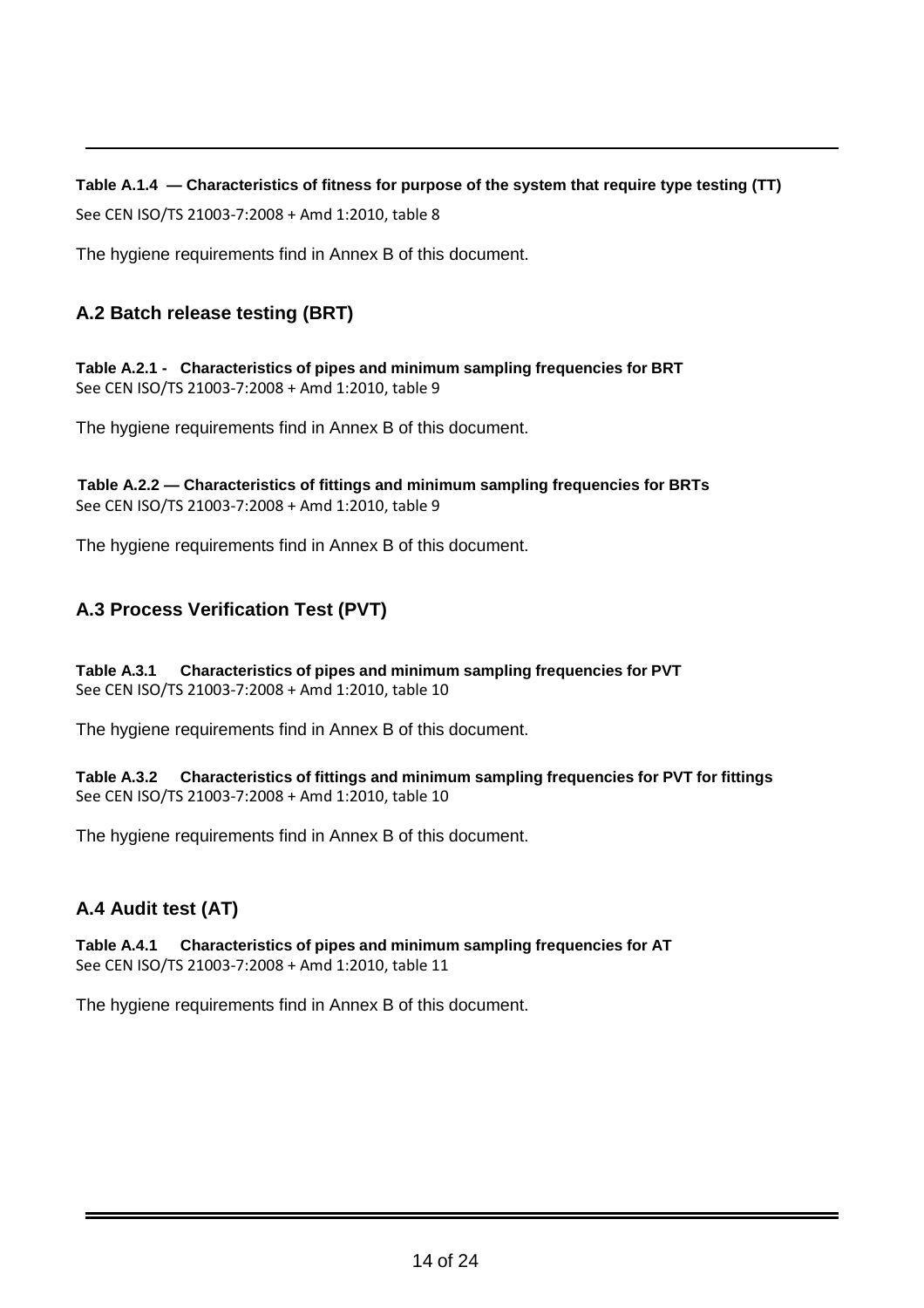**Table A.1.4 — Characteristics of fitness for purpose of the system that require type testing (TT)**

See CEN ISO/TS 21003-7:2008 + Amd 1:2010, table 8

The hygiene requirements find in Annex B of this document.

## A.2 Batch release testing (BRT)

**Table A.2.1 - Characteristics of pipes and minimum sampling frequencies for BRT**

See CEN ISO/TS 21003-7:2008 + Amd 1:2010, table 9

The hygiene requirements find in Annex B of this document.

**Table A.2.2 — Characteristics of fittings and minimum sampling frequencies for BRTs**

See CEN ISO/TS 21003-7:2008 + Amd 1:2010, table 9

The hygiene requirements find in Annex B of this document.

## A.3 Process Verification Test (PVT)

**Table A.3.1 Characteristics of pipes and minimum sampling frequencies for PVT**

See CEN ISO/TS 21003-7:2008 + Amd 1:2010, table 10

The hygiene requirements find in Annex B of this document.

**Table A.3.2 Characteristics of fittings and minimum sampling frequencies for PVT for fittings**

See CEN ISO/TS 21003-7:2008 + Amd 1:2010, table 10

The hygiene requirements find in Annex B of this document.

## A.4 Audit test (AT)

**Table A.4.1 Characteristics of pipes and minimum sampling frequencies for AT**

See CEN ISO/TS 21003-7:2008 + Amd 1:2010, table 11

The hygiene requirements find in Annex B of this document.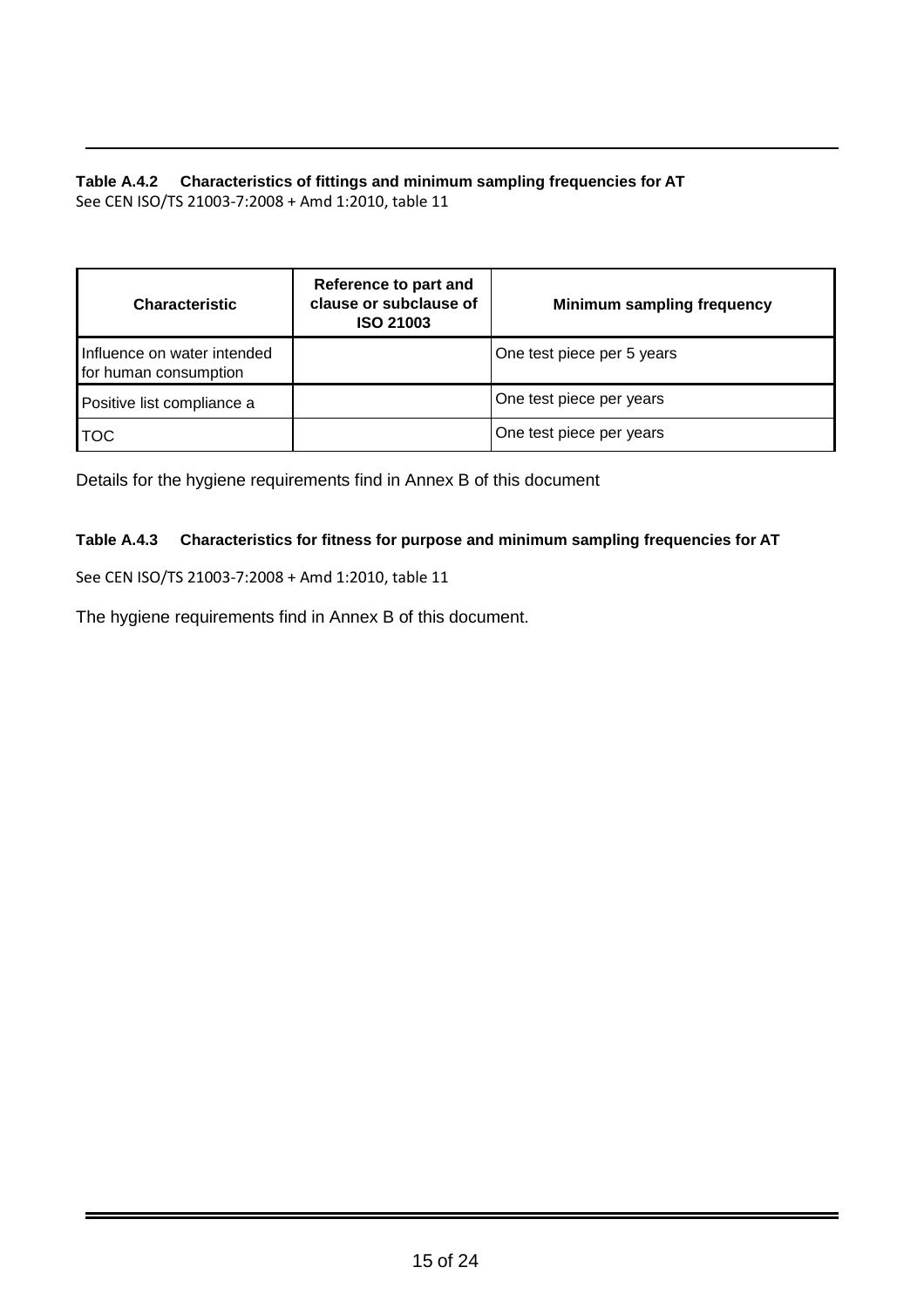**Table A.4.2 Characteristics of fittings and minimum sampling frequencies for AT**

See CEN ISO/TS 21003-7:2008 + Amd 1:2010, table 11

| Characteristic | Reference to part and clause or subclause of ISO 21003 | Minimum sampling frequency |
| --- | --- | --- |
| Influence on water intended for human consumption | | One test piece per 5 years |
| Positive list compliance a | | One test piece per years |
| TOC | | One test piece per years |

Details for the hygiene requirements find in Annex B of this document

**Table A.4.3 Characteristics for fitness for purpose and minimum sampling frequencies for AT**

See CEN ISO/TS 21003-7:2008 + Amd 1:2010, table 11

The hygiene requirements find in Annex B of this document.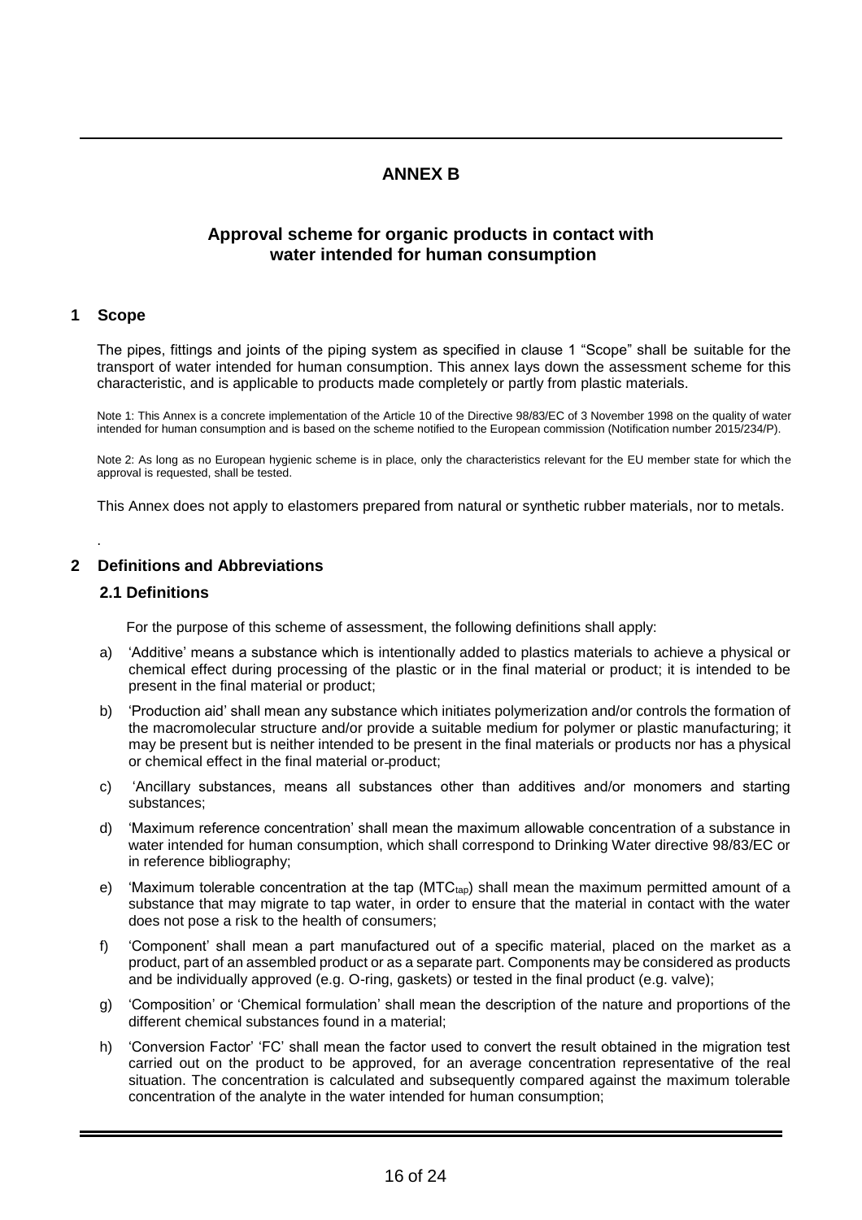# ANNEX B

## Approval scheme for organic products in contact with water intended for human consumption

### 1 Scope

The pipes, fittings and joints of the piping system as specified in clause 1 "Scope" shall be suitable for the transport of water intended for human consumption. This annex lays down the assessment scheme for this characteristic, and is applicable to products made completely or partly from plastic materials.

Note 1: This Annex is a concrete implementation of the Article 10 of the Directive 98/83/EC of 3 November 1998 on the quality of water intended for human consumption and is based on the scheme notified to the European commission (Notification number 2015/234/P).

Note 2: As long as no European hygienic scheme is in place, only the characteristics relevant for the EU member state for which the approval is requested, shall be tested.

This Annex does not apply to elastomers prepared from natural or synthetic rubber materials, nor to metals.

.

### 2 Definitions and Abbreviations

#### 2.1 Definitions

For the purpose of this scheme of assessment, the following definitions shall apply:

a) 'Additive' means a substance which is intentionally added to plastics materials to achieve a physical or chemical effect during processing of the plastic or in the final material or product; it is intended to be present in the final material or product;

b) 'Production aid' shall mean any substance which initiates polymerization and/or controls the formation of the macromolecular structure and/or provide a suitable medium for polymer or plastic manufacturing; it may be present but is neither intended to be present in the final materials or products nor has a physical or chemical effect in the final material or product;

c) 'Ancillary substances, means all substances other than additives and/or monomers and starting substances;

d) 'Maximum reference concentration' shall mean the maximum allowable concentration of a substance in water intended for human consumption, which shall correspond to Drinking Water directive 98/83/EC or in reference bibliography;

e) 'Maximum tolerable concentration at the tap ($MTC_{tap}$) shall mean the maximum permitted amount of a substance that may migrate to tap water, in order to ensure that the material in contact with the water does not pose a risk to the health of consumers;

f) 'Component' shall mean a part manufactured out of a specific material, placed on the market as a product, part of an assembled product or as a separate part. Components may be considered as products and be individually approved (e.g. O-ring, gaskets) or tested in the final product (e.g. valve);

g) 'Composition' or 'Chemical formulation' shall mean the description of the nature and proportions of the different chemical substances found in a material;

h) 'Conversion Factor' 'FC' shall mean the factor used to convert the result obtained in the migration test carried out on the product to be approved, for an average concentration representative of the real situation. The concentration is calculated and subsequently compared against the maximum tolerable concentration of the analyte in the water intended for human consumption;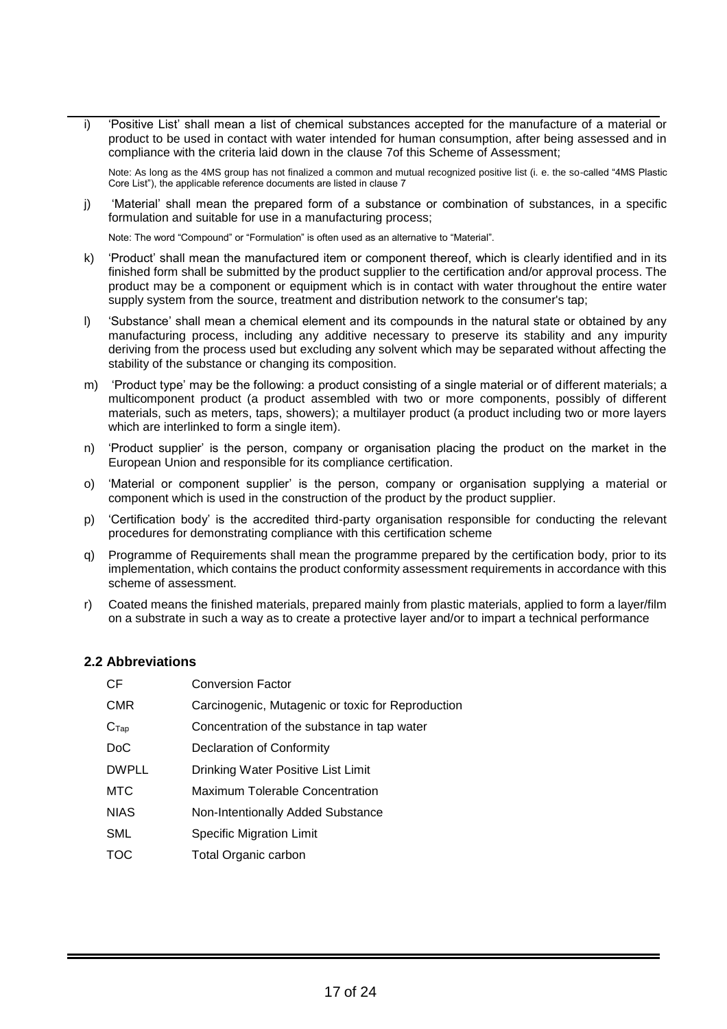i) 'Positive List' shall mean a list of chemical substances accepted for the manufacture of a material or product to be used in contact with water intended for human consumption, after being assessed and in compliance with the criteria laid down in the clause 7of this Scheme of Assessment;

   Note: As long as the 4MS group has not finalized a common and mutual recognized positive list (i. e. the so-called "4MS Plastic Core List"), the applicable reference documents are listed in clause 7

j) 'Material' shall mean the prepared form of a substance or combination of substances, in a specific formulation and suitable for use in a manufacturing process;

   Note: The word "Compound" or "Formulation" is often used as an alternative to "Material".

k) 'Product' shall mean the manufactured item or component thereof, which is clearly identified and in its finished form shall be submitted by the product supplier to the certification and/or approval process. The product may be a component or equipment which is in contact with water throughout the entire water supply system from the source, treatment and distribution network to the consumer's tap;

l) 'Substance' shall mean a chemical element and its compounds in the natural state or obtained by any manufacturing process, including any additive necessary to preserve its stability and any impurity deriving from the process used but excluding any solvent which may be separated without affecting the stability of the substance or changing its composition.

m) 'Product type' may be the following: a product consisting of a single material or of different materials; a multicomponent product (a product assembled with two or more components, possibly of different materials, such as meters, taps, showers); a multilayer product (a product including two or more layers which are interlinked to form a single item).

n) 'Product supplier' is the person, company or organisation placing the product on the market in the European Union and responsible for its compliance certification.

o) 'Material or component supplier' is the person, company or organisation supplying a material or component which is used in the construction of the product by the product supplier.

p) 'Certification body' is the accredited third-party organisation responsible for conducting the relevant procedures for demonstrating compliance with this certification scheme

q) Programme of Requirements shall mean the programme prepared by the certification body, prior to its implementation, which contains the product conformity assessment requirements in accordance with this scheme of assessment.

r) Coated means the finished materials, prepared mainly from plastic materials, applied to form a layer/film on a substrate in such a way as to create a protective layer and/or to impart a technical performance

### 2.2 Abbreviations

| | |
|---|---|
| CF | Conversion Factor |
| CMR | Carcinogenic, Mutagenic or toxic for Reproduction |
| $C_{Tap}$ | Concentration of the substance in tap water |
| DoC | Declaration of Conformity |
| DWPLL | Drinking Water Positive List Limit |
| MTC | Maximum Tolerable Concentration |
| NIAS | Non-Intentionally Added Substance |
| SML | Specific Migration Limit |
| TOC | Total Organic carbon |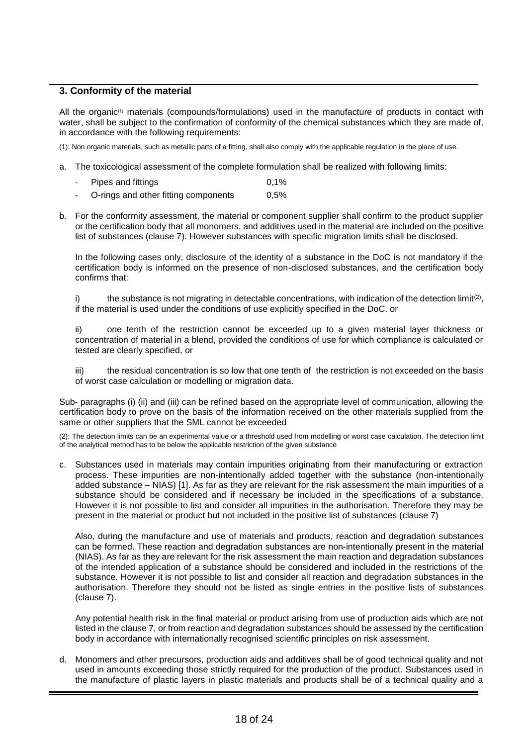## 3. Conformity of the material

All the organic[(1)] materials (compounds/formulations) used in the manufacture of products in contact with water, shall be subject to the confirmation of conformity of the chemical substances which they are made of, in accordance with the following requirements:

(1): Non organic materials, such as metallic parts of a fitting, shall also comply with the applicable regulation in the place of use.

a. The toxicological assessment of the complete formulation shall be realized with following limits:

   - Pipes and fittings 0,1%
   - O-rings and other fitting components 0,5%

b. For the conformity assessment, the material or component supplier shall confirm to the product supplier or the certification body that all monomers, and additives used in the material are included on the positive list of substances (clause 7). However substances with specific migration limits shall be disclosed.

   In the following cases only, disclosure of the identity of a substance in the DoC is not mandatory if the certification body is informed on the presence of non-disclosed substances, and the certification body confirms that:

   i) the substance is not migrating in detectable concentrations, with indication of the detection limit[(2)], if the material is used under the conditions of use explicitly specified in the DoC. or

   ii) one tenth of the restriction cannot be exceeded up to a given material layer thickness or concentration of material in a blend, provided the conditions of use for which compliance is calculated or tested are clearly specified, or

   iii) the residual concentration is so low that one tenth of the restriction is not exceeded on the basis of worst case calculation or modelling or migration data.

Sub- paragraphs (i) (ii) and (iii) can be refined based on the appropriate level of communication, allowing the certification body to prove on the basis of the information received on the other materials supplied from the same or other suppliers that the SML cannot be exceeded

(2): The detection limits can be an experimental value or a threshold used from modelling or worst case calculation. The detection limit of the analytical method has to be below the applicable restriction of the given substance

c. Substances used in materials may contain impurities originating from their manufacturing or extraction process. These impurities are non-intentionally added together with the substance (non-intentionally added substance – NIAS) [1]. As far as they are relevant for the risk assessment the main impurities of a substance should be considered and if necessary be included in the specifications of a substance. However it is not possible to list and consider all impurities in the authorisation. Therefore they may be present in the material or product but not included in the positive list of substances (clause 7)

   Also, during the manufacture and use of materials and products, reaction and degradation substances can be formed. These reaction and degradation substances are non-intentionally present in the material (NIAS). As far as they are relevant for the risk assessment the main reaction and degradation substances of the intended application of a substance should be considered and included in the restrictions of the substance. However it is not possible to list and consider all reaction and degradation substances in the authorisation. Therefore they should not be listed as single entries in the positive lists of substances (clause 7).

   Any potential health risk in the final material or product arising from use of production aids which are not listed in the clause 7, or from reaction and degradation substances should be assessed by the certification body in accordance with internationally recognised scientific principles on risk assessment.

d. Monomers and other precursors, production aids and additives shall be of good technical quality and not used in amounts exceeding those strictly required for the production of the product. Substances used in the manufacture of plastic layers in plastic materials and products shall be of a technical quality and a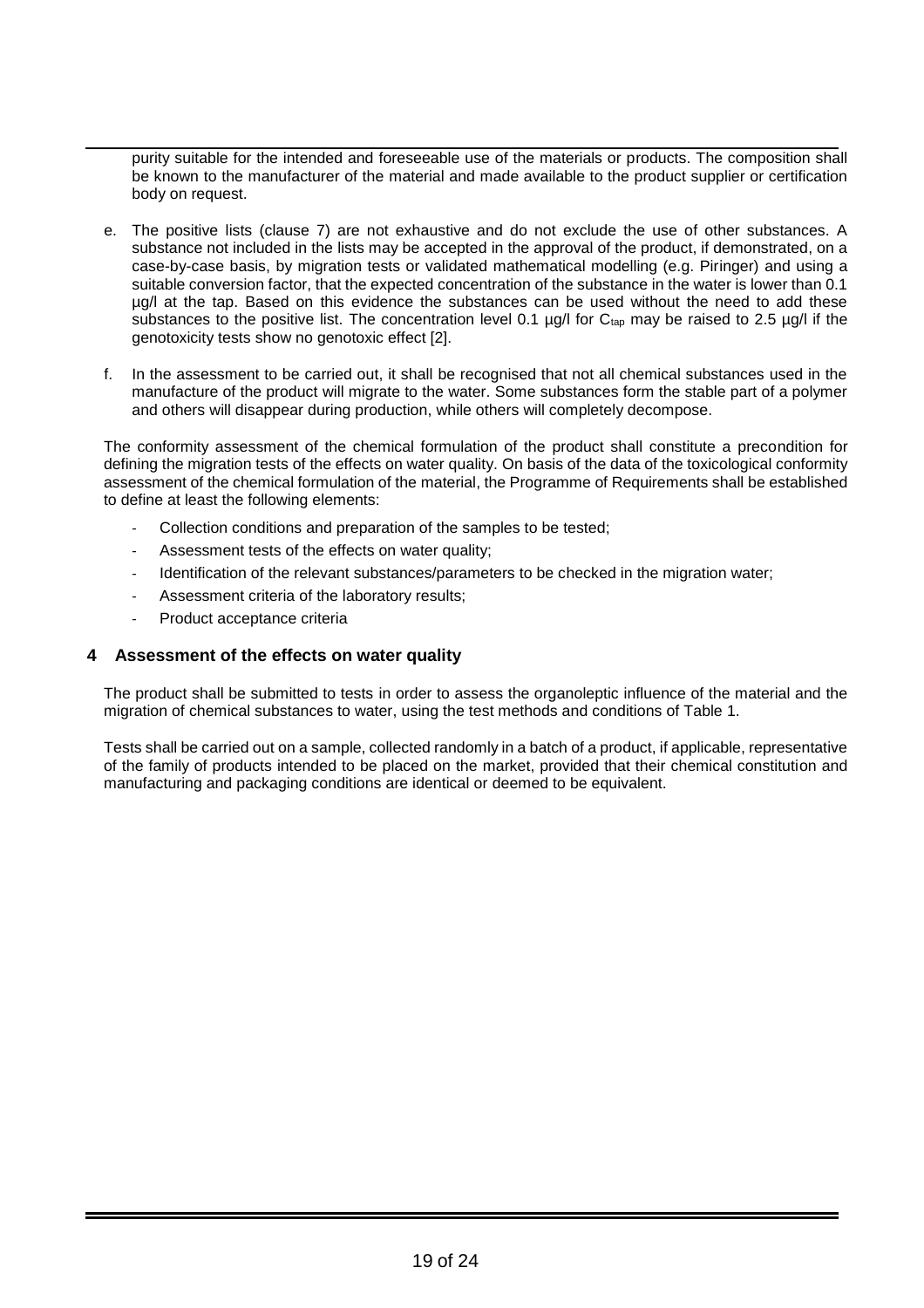purity suitable for the intended and foreseeable use of the materials or products. The composition shall be known to the manufacturer of the material and made available to the product supplier or certification body on request.

e. The positive lists (clause 7) are not exhaustive and do not exclude the use of other substances. A substance not included in the lists may be accepted in the approval of the product, if demonstrated, on a case-by-case basis, by migration tests or validated mathematical modelling (e.g. Piringer) and using a suitable conversion factor, that the expected concentration of the substance in the water is lower than 0.1 µg/l at the tap. Based on this evidence the substances can be used without the need to add these substances to the positive list. The concentration level 0.1 µg/l for $C_{tap}$ may be raised to 2.5 µg/l if the genotoxicity tests show no genotoxic effect [2].

f. In the assessment to be carried out, it shall be recognised that not all chemical substances used in the manufacture of the product will migrate to the water. Some substances form the stable part of a polymer and others will disappear during production, while others will completely decompose.

The conformity assessment of the chemical formulation of the product shall constitute a precondition for defining the migration tests of the effects on water quality. On basis of the data of the toxicological conformity assessment of the chemical formulation of the material, the Programme of Requirements shall be established to define at least the following elements:

- Collection conditions and preparation of the samples to be tested;
- Assessment tests of the effects on water quality;
- Identification of the relevant substances/parameters to be checked in the migration water;
- Assessment criteria of the laboratory results;
- Product acceptance criteria

## 4 Assessment of the effects on water quality

The product shall be submitted to tests in order to assess the organoleptic influence of the material and the migration of chemical substances to water, using the test methods and conditions of Table 1.

Tests shall be carried out on a sample, collected randomly in a batch of a product, if applicable, representative of the family of products intended to be placed on the market, provided that their chemical constitution and manufacturing and packaging conditions are identical or deemed to be equivalent.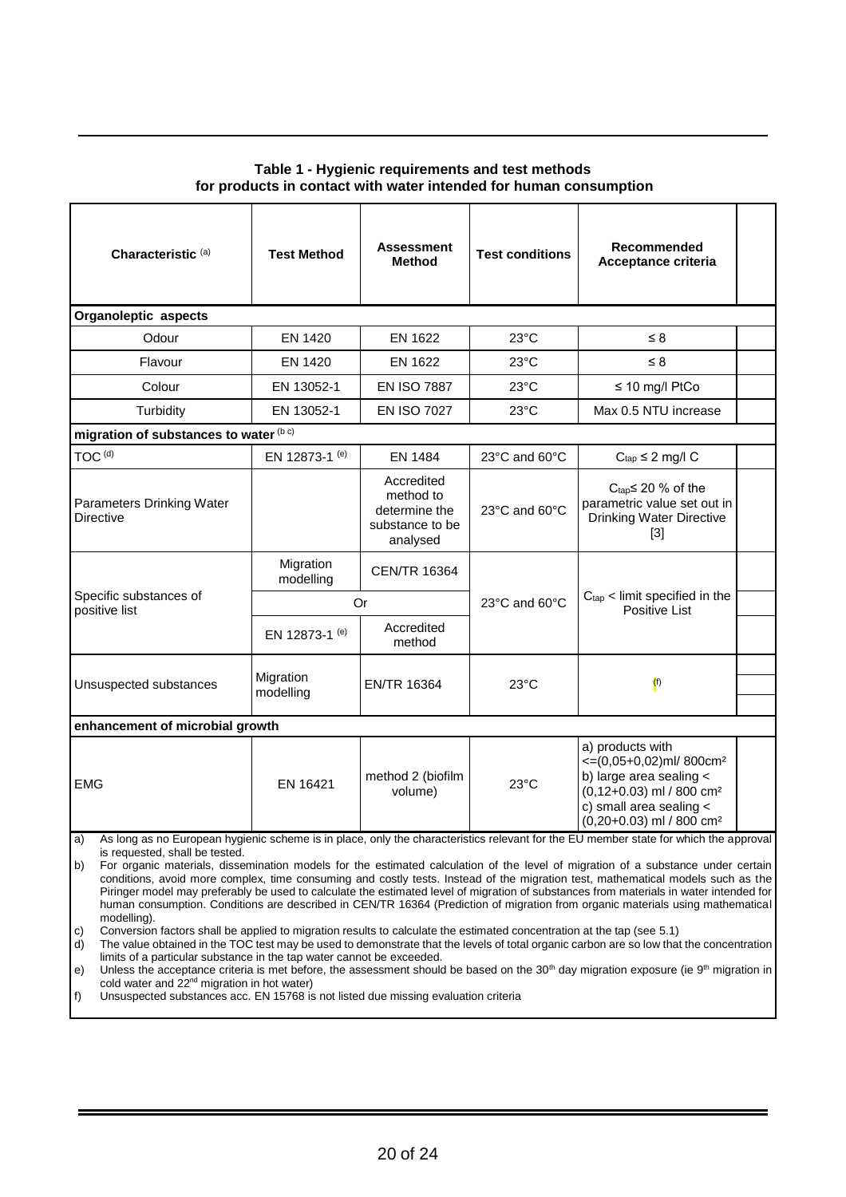**Table 1 - Hygienic requirements and test methods for products in contact with water intended for human consumption**

| Characteristic [(a)] | Test Method | Assessment Method | Test conditions | Recommended Acceptance criteria | |
|---|---|---|---|---|---|
| **Organoleptic aspects** | | | | | |
| Odour | EN 1420 | EN 1622 | 23°C | ≤ 8 | |
| Flavour | EN 1420 | EN 1622 | 23°C | ≤ 8 | |
| Colour | EN 13052-1 | EN ISO 7887 | 23°C | ≤ 10 mg/l PtCo | |
| Turbidity | EN 13052-1 | EN ISO 7027 | 23°C | Max 0.5 NTU increase | |
| **migration of substances to water** [(b c)] | | | | | |
| TOC [(d)] | EN 12873-1 [(e)] | EN 1484 | 23°C and 60°C | $C_{tap} \leq 2$ mg/l C | |
| Parameters Drinking Water Directive | | Accredited method to determine the substance to be analysed | 23°C and 60°C | $C_{tap} \leq 20$ % of the parametric value set out in Drinking Water Directive [3] | |
| Specific substances of positive list | Migration modelling | CEN/TR 16364 | 23°C and 60°C | $C_{tap}$ < limit specified in the Positive List | |
| | Or | | | | |
| | EN 12873-1 [(e)] | Accredited method | | | |
| Unsuspected substances | Migration modelling | EN/TR 16364 | 23°C | [(f)] | |
| **enhancement of microbial growth** | | | | | |
| EMG | EN 16421 | method 2 (biofilm volume) | 23°C | a) products with <=(0,05+0,02)ml/ 800cm²<br>b) large area sealing < (0,12+0.03) ml / 800 cm²<br>c) small area sealing < (0,20+0.03) ml / 800 cm² | |

a) As long as no European hygienic scheme is in place, only the characteristics relevant for the EU member state for which the approval is requested, shall be tested.

b) For organic materials, dissemination models for the estimated calculation of the level of migration of a substance under certain conditions, avoid more complex, time consuming and costly tests. Instead of the migration test, mathematical models such as the Piringer model may preferably be used to calculate the estimated level of migration of substances from materials in water intended for human consumption. Conditions are described in CEN/TR 16364 (Prediction of migration from organic materials using mathematical modelling).

c) Conversion factors shall be applied to migration results to calculate the estimated concentration at the tap (see 5.1)

d) The value obtained in the TOC test may be used to demonstrate that the levels of total organic carbon are so low that the concentration limits of a particular substance in the tap water cannot be exceeded.

e) Unless the acceptance criteria is met before, the assessment should be based on the 30th day migration exposure (ie 9th migration in cold water and 22nd migration in hot water)

f) Unsuspected substances acc. EN 15768 is not listed due missing evaluation criteria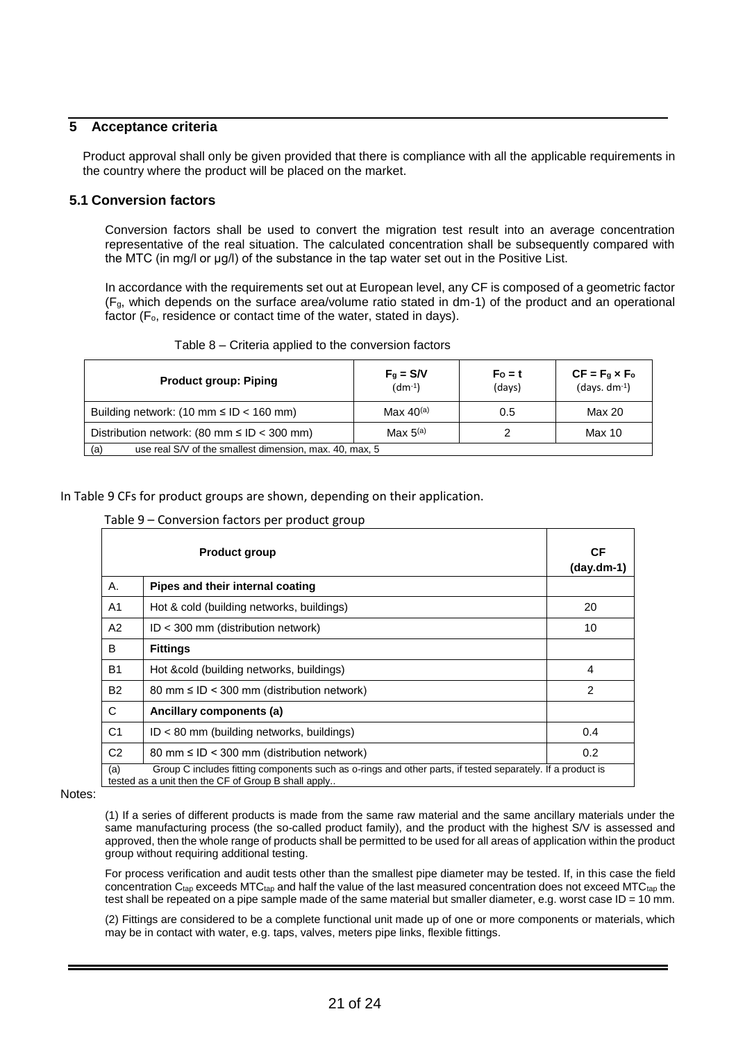## 5 Acceptance criteria

Product approval shall only be given provided that there is compliance with all the applicable requirements in the country where the product will be placed on the market.

### 5.1 Conversion factors

Conversion factors shall be used to convert the migration test result into an average concentration representative of the real situation. The calculated concentration shall be subsequently compared with the MTC (in mg/l or µg/l) of the substance in the tap water set out in the Positive List.

In accordance with the requirements set out at European level, any CF is composed of a geometric factor ($F_g$, which depends on the surface area/volume ratio stated in dm-1) of the product and an operational factor ($F_o$, residence or contact time of the water, stated in days).

Table 8 – Criteria applied to the conversion factors

| **Product group: Piping** | $F_g = S/V$ ($dm^{-1}$) | $F_O = t$ (days) | $CF = F_g \times F_o$ ($days.\ dm^{-1}$) |
|---|---|---|---|
| Building network: (10 mm ≤ ID < 160 mm) | Max 40[(a)] | 0.5 | Max 20 |
| Distribution network: (80 mm ≤ ID < 300 mm) | Max 5[(a)] | 2 | Max 10 |
| (a) use real S/V of the smallest dimension, max. 40, max, 5 | | | |

In Table 9 CFs for product groups are shown, depending on their application.

Table 9 – Conversion factors per product group

| **Product group** | | **CF (day.dm-1)** |
|---|---|---|
| A. | **Pipes and their internal coating** | |
| A1 | Hot & cold (building networks, buildings) | 20 |
| A2 | ID < 300 mm (distribution network) | 10 |
| B | **Fittings** | |
| B1 | Hot &cold (building networks, buildings) | 4 |
| B2 | 80 mm ≤ ID < 300 mm (distribution network) | 2 |
| C | **Ancillary components (a)** | |
| C1 | ID < 80 mm (building networks, buildings) | 0.4 |
| C2 | 80 mm ≤ ID < 300 mm (distribution network) | 0.2 |
| (a) | Group C includes fitting components such as o-rings and other parts, if tested separately. If a product is tested as a unit then the CF of Group B shall apply.. | |

Notes:

(1) If a series of different products is made from the same raw material and the same ancillary materials under the same manufacturing process (the so-called product family), and the product with the highest S/V is assessed and approved, then the whole range of products shall be permitted to be used for all areas of application within the product group without requiring additional testing.

For process verification and audit tests other than the smallest pipe diameter may be tested. If, in this case the field concentration $C_{tap}$ exceeds $MTC_{tap}$ and half the value of the last measured concentration does not exceed $MTC_{tap}$ the test shall be repeated on a pipe sample made of the same material but smaller diameter, e.g. worst case ID = 10 mm.

(2) Fittings are considered to be a complete functional unit made up of one or more components or materials, which may be in contact with water, e.g. taps, valves, meters pipe links, flexible fittings.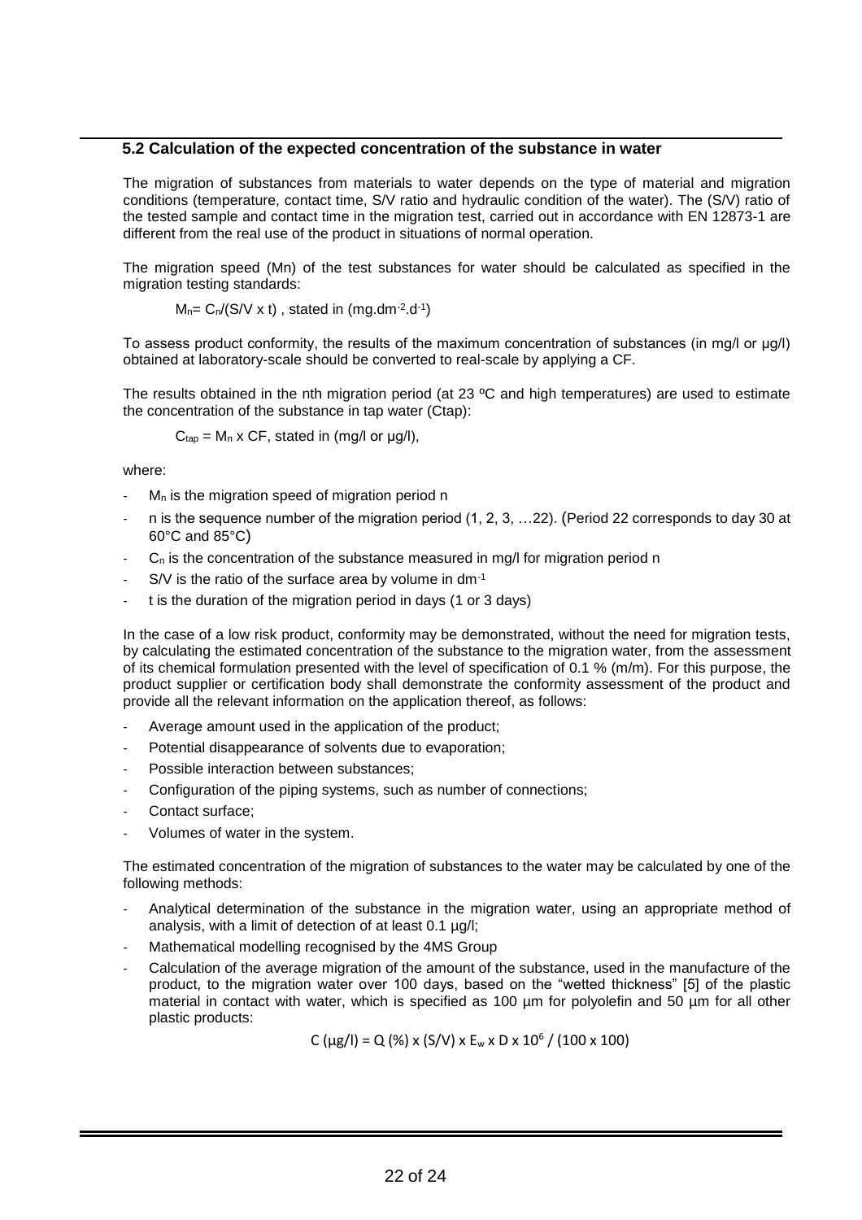### 5.2 Calculation of the expected concentration of the substance in water

The migration of substances from materials to water depends on the type of material and migration conditions (temperature, contact time, S/V ratio and hydraulic condition of the water). The (S/V) ratio of the tested sample and contact time in the migration test, carried out in accordance with EN 12873-1 are different from the real use of the product in situations of normal operation.

The migration speed (Mn) of the test substances for water should be calculated as specified in the migration testing standards:

$M_n = C_n/(S/V \times t)$ , stated in ($mg.dm^{-2}.d^{-1}$)

To assess product conformity, the results of the maximum concentration of substances (in mg/l or µg/l) obtained at laboratory-scale should be converted to real-scale by applying a CF.

The results obtained in the nth migration period (at 23 ºC and high temperatures) are used to estimate the concentration of the substance in tap water (Ctap):

$C_{tap} = M_n \times CF$, stated in (mg/l or µg/l),

where:

- $M_n$ is the migration speed of migration period n
- n is the sequence number of the migration period (1, 2, 3, …22). (Period 22 corresponds to day 30 at 60°C and 85°C)
- $C_n$ is the concentration of the substance measured in mg/l for migration period n
- S/V is the ratio of the surface area by volume in $dm^{-1}$
- t is the duration of the migration period in days (1 or 3 days)

In the case of a low risk product, conformity may be demonstrated, without the need for migration tests, by calculating the estimated concentration of the substance to the migration water, from the assessment of its chemical formulation presented with the level of specification of 0.1 % (m/m). For this purpose, the product supplier or certification body shall demonstrate the conformity assessment of the product and provide all the relevant information on the application thereof, as follows:

- Average amount used in the application of the product;
- Potential disappearance of solvents due to evaporation;
- Possible interaction between substances;
- Configuration of the piping systems, such as number of connections;
- Contact surface;
- Volumes of water in the system.

The estimated concentration of the migration of substances to the water may be calculated by one of the following methods:

- Analytical determination of the substance in the migration water, using an appropriate method of analysis, with a limit of detection of at least 0.1 µg/l;
- Mathematical modelling recognised by the 4MS Group
- Calculation of the average migration of the amount of the substance, used in the manufacture of the product, to the migration water over 100 days, based on the "wetted thickness" [5] of the plastic material in contact with water, which is specified as 100 µm for polyolefin and 50 µm for all other plastic products:

$$C\ (\mu g/l) = Q\ (\%) \times (S/V) \times E_w \times D \times 10^6 / (100 \times 100)$$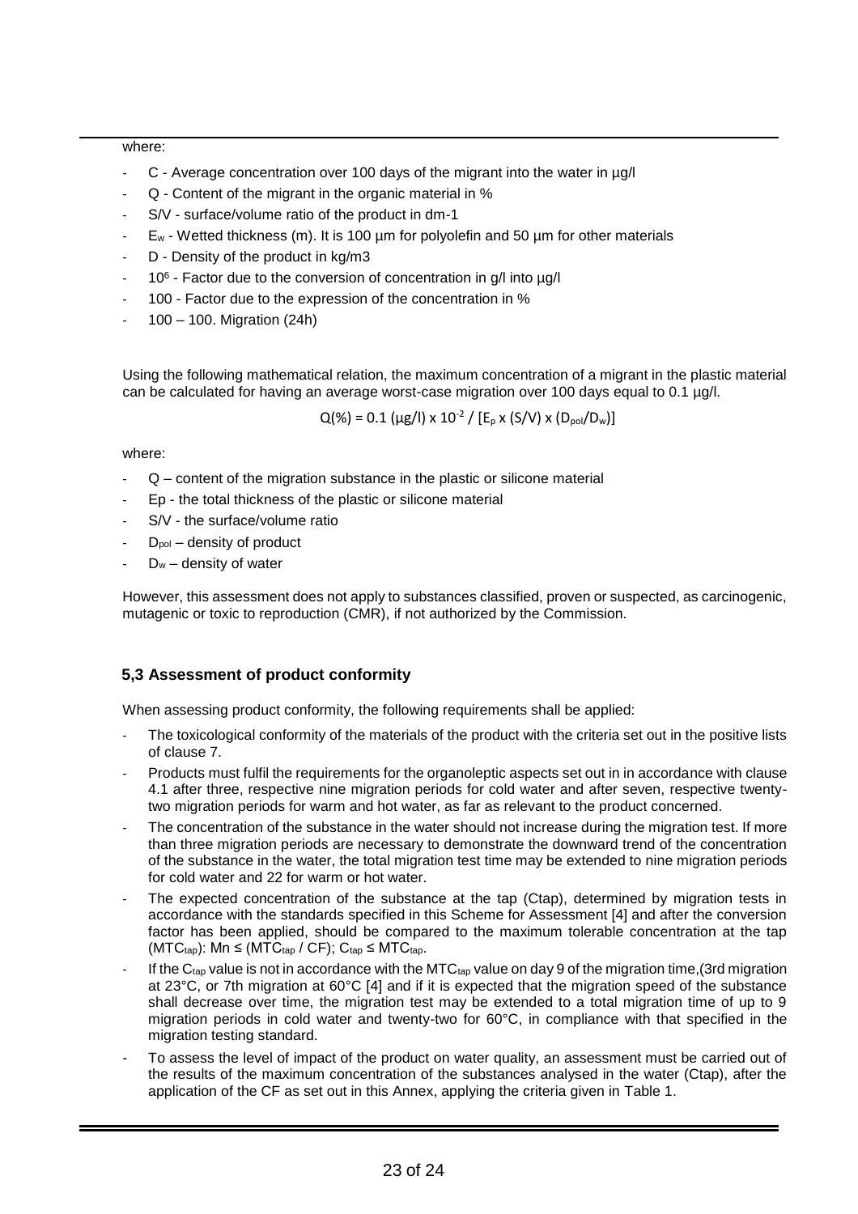where:

- C - Average concentration over 100 days of the migrant into the water in µg/l
- Q - Content of the migrant in the organic material in %
- S/V - surface/volume ratio of the product in dm-1
- $E_w$ - Wetted thickness (m). It is 100 µm for polyolefin and 50 µm for other materials
- D - Density of the product in kg/m3
- $10^6$ - Factor due to the conversion of concentration in g/l into µg/l
- 100 - Factor due to the expression of the concentration in %
- 100 – 100. Migration (24h)

Using the following mathematical relation, the maximum concentration of a migrant in the plastic material can be calculated for having an average worst-case migration over 100 days equal to 0.1 µg/l.

$$Q(\%) = 0.1\ (\mu g/l) \times 10^{-2} / [E_p \times (S/V) \times (D_{pol}/D_w)]$$

where:

- Q – content of the migration substance in the plastic or silicone material
- Ep - the total thickness of the plastic or silicone material
- S/V - the surface/volume ratio
- $D_{pol}$ – density of product
- $D_w$ – density of water

However, this assessment does not apply to substances classified, proven or suspected, as carcinogenic, mutagenic or toxic to reproduction (CMR), if not authorized by the Commission.

### 5,3 Assessment of product conformity

When assessing product conformity, the following requirements shall be applied:

- The toxicological conformity of the materials of the product with the criteria set out in the positive lists of clause 7.
- Products must fulfil the requirements for the organoleptic aspects set out in in accordance with clause 4.1 after three, respective nine migration periods for cold water and after seven, respective twenty-two migration periods for warm and hot water, as far as relevant to the product concerned.
- The concentration of the substance in the water should not increase during the migration test. If more than three migration periods are necessary to demonstrate the downward trend of the concentration of the substance in the water, the total migration test time may be extended to nine migration periods for cold water and 22 for warm or hot water.
- The expected concentration of the substance at the tap (Ctap), determined by migration tests in accordance with the standards specified in this Scheme for Assessment [4] and after the conversion factor has been applied, should be compared to the maximum tolerable concentration at the tap ($MTC_{tap}$): Mn ≤ ($MTC_{tap}$ / CF); $C_{tap}$ ≤ $MTC_{tap}$.
- If the $C_{tap}$ value is not in accordance with the $MTC_{tap}$ value on day 9 of the migration time,(3rd migration at 23°C, or 7th migration at 60°C [4] and if it is expected that the migration speed of the substance shall decrease over time, the migration test may be extended to a total migration time of up to 9 migration periods in cold water and twenty-two for 60°C, in compliance with that specified in the migration testing standard.
- To assess the level of impact of the product on water quality, an assessment must be carried out of the results of the maximum concentration of the substances analysed in the water (Ctap), after the application of the CF as set out in this Annex, applying the criteria given in Table 1.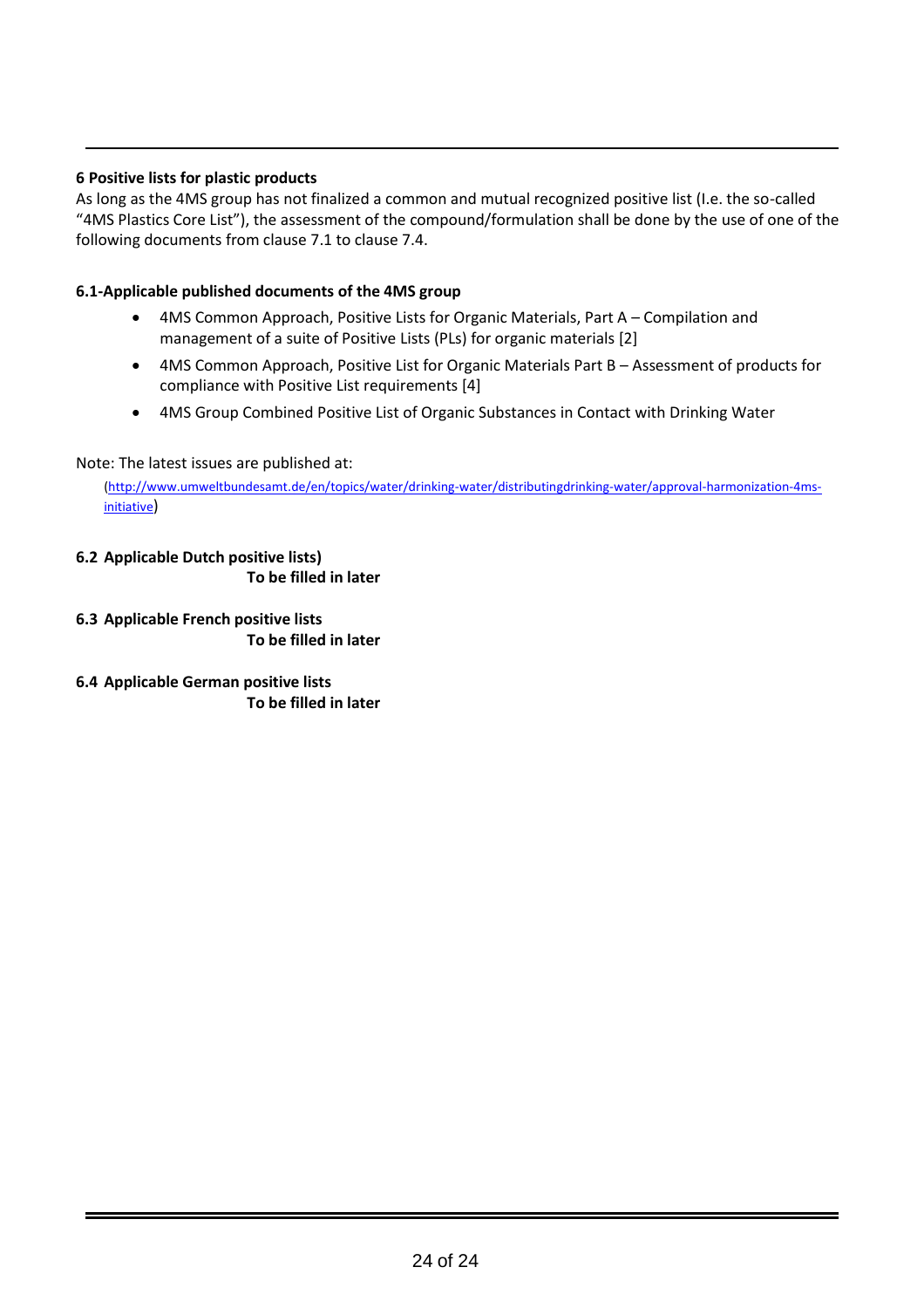## 6 Positive lists for plastic products

As long as the 4MS group has not finalized a common and mutual recognized positive list (I.e. the so-called "4MS Plastics Core List"), the assessment of the compound/formulation shall be done by the use of one of the following documents from clause 7.1 to clause 7.4.

### 6.1-Applicable published documents of the 4MS group

- 4MS Common Approach, Positive Lists for Organic Materials, Part A – Compilation and management of a suite of Positive Lists (PLs) for organic materials [2]
- 4MS Common Approach, Positive List for Organic Materials Part B – Assessment of products for compliance with Positive List requirements [4]
- 4MS Group Combined Positive List of Organic Substances in Contact with Drinking Water

Note: The latest issues are published at:

(http://www.umweltbundesamt.de/en/topics/water/drinking-water/distributingdrinking-water/approval-harmonization-4ms-initiative)

### 6.2 Applicable Dutch positive lists)

**To be filled in later**

### 6.3 Applicable French positive lists

**To be filled in later**

### 6.4 Applicable German positive lists

**To be filled in later**